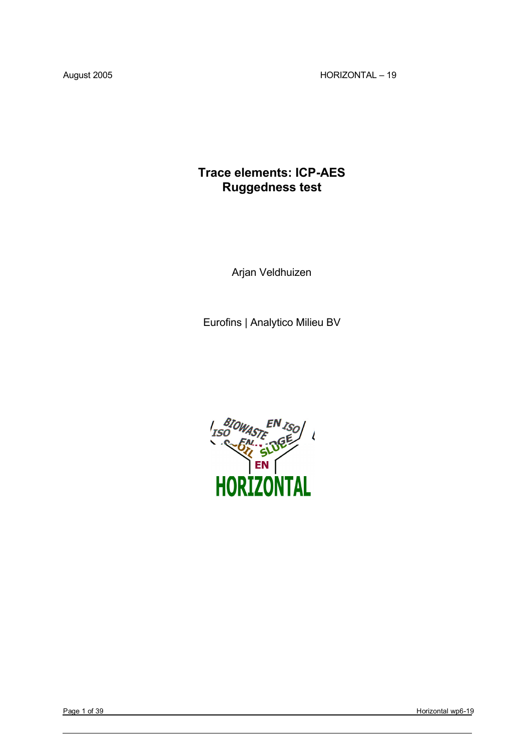August 2005

HORIZONTAL – 19

# Trace elements: ICP-AES
# Ruggedness test

Arjan Veldhuizen

Eurofins | Analytico Milieu BV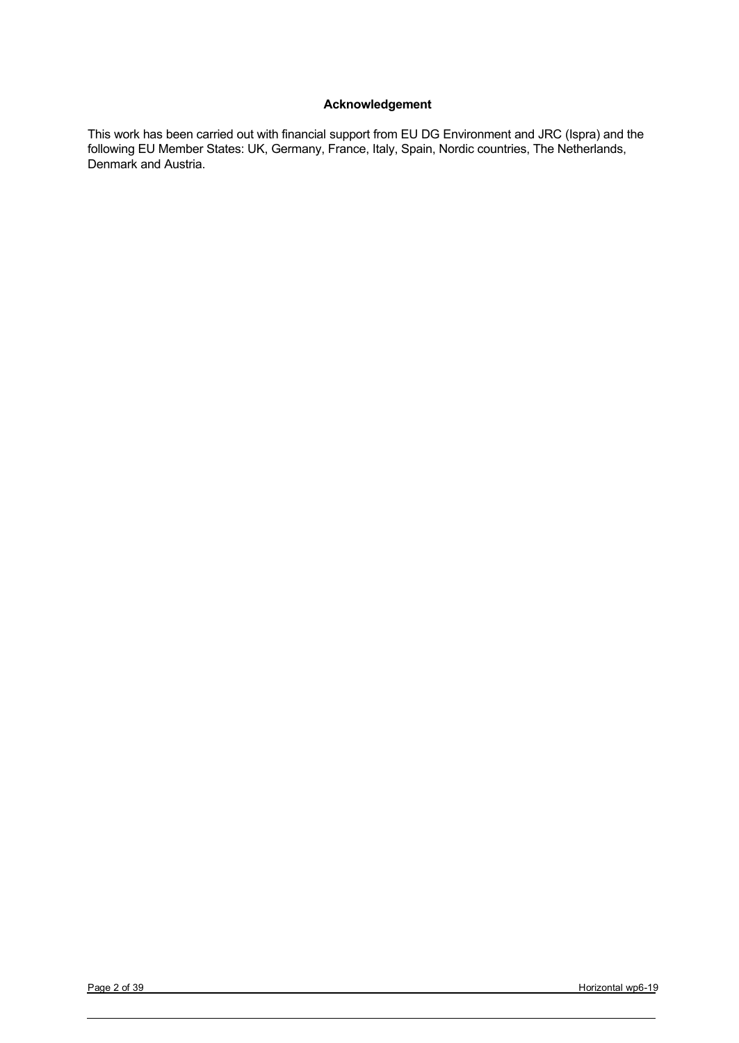## Acknowledgement

This work has been carried out with financial support from EU DG Environment and JRC (Ispra) and the following EU Member States: UK, Germany, France, Italy, Spain, Nordic countries, The Netherlands, Denmark and Austria.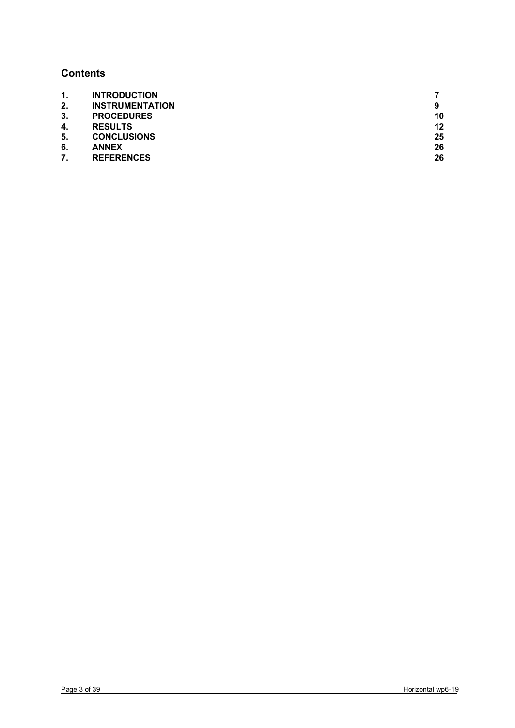## Contents

| | | |
|---|---|---|
| **1.** | **INTRODUCTION** | **7** |
| **2.** | **INSTRUMENTATION** | **9** |
| **3.** | **PROCEDURES** | **10** |
| **4.** | **RESULTS** | **12** |
| **5.** | **CONCLUSIONS** | **25** |
| **6.** | **ANNEX** | **26** |
| **7.** | **REFERENCES** | **26** |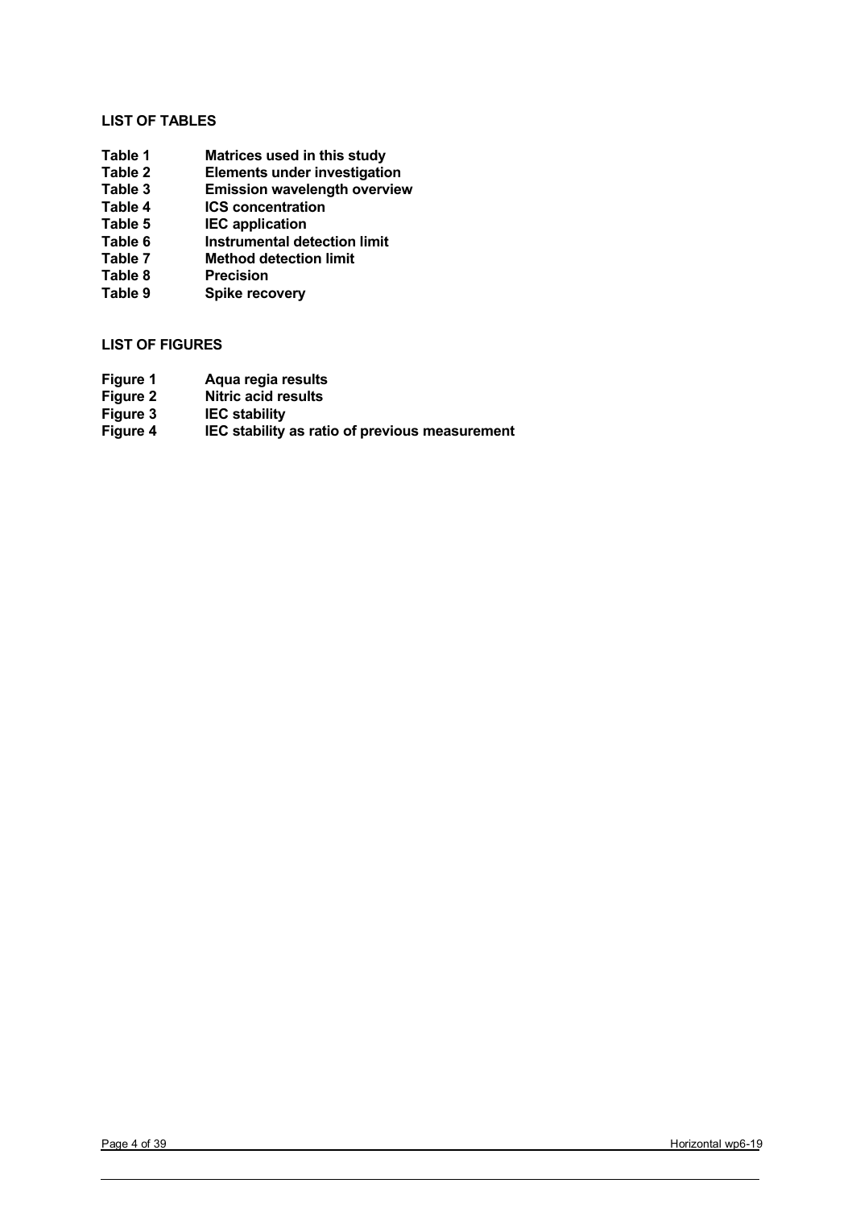## LIST OF TABLES

| | |
|---|---|
| Table 1 | Matrices used in this study |
| Table 2 | Elements under investigation |
| Table 3 | Emission wavelength overview |
| Table 4 | ICS concentration |
| Table 5 | IEC application |
| Table 6 | Instrumental detection limit |
| Table 7 | Method detection limit |
| Table 8 | Precision |
| Table 9 | Spike recovery |

## LIST OF FIGURES

| | |
|---|---|
| Figure 1 | Aqua regia results |
| Figure 2 | Nitric acid results |
| Figure 3 | IEC stability |
| Figure 4 | IEC stability as ratio of previous measurement |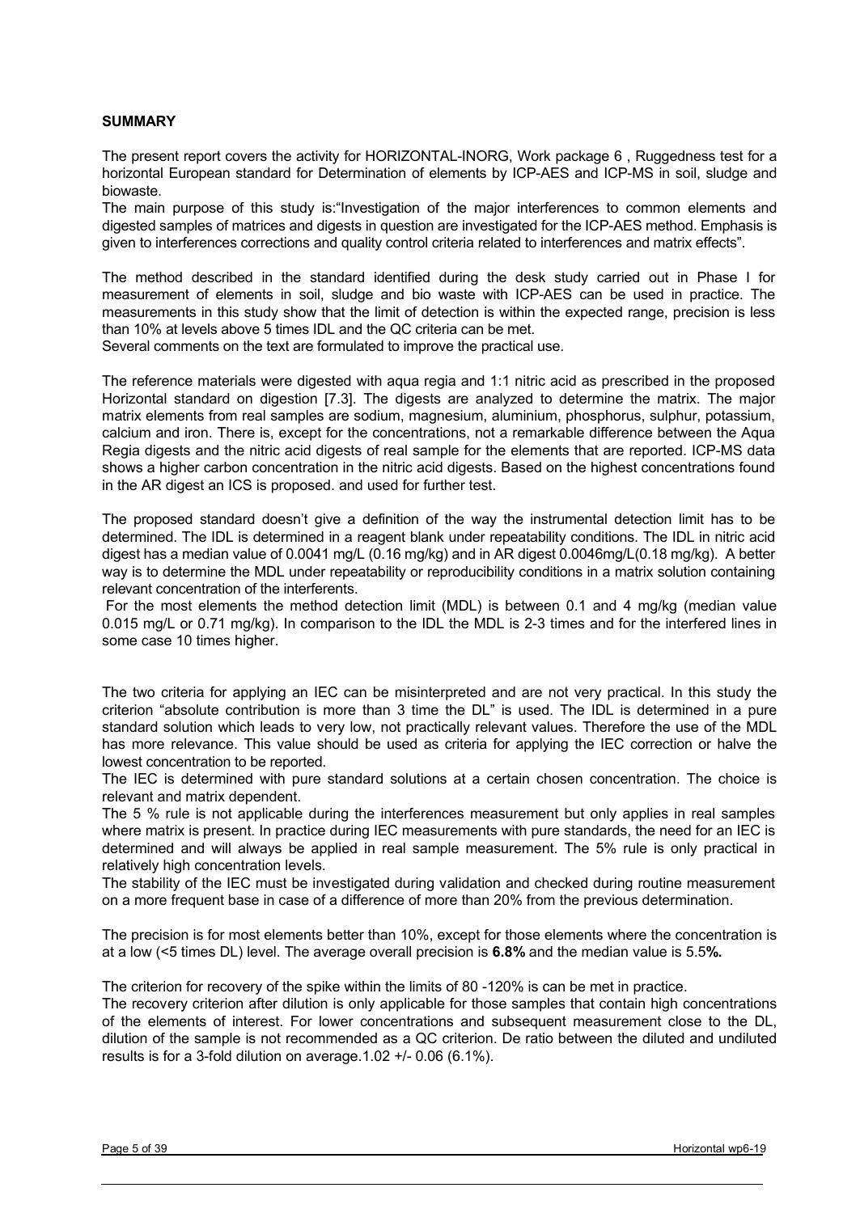**SUMMARY**

The present report covers the activity for HORIZONTAL-INORG, Work package 6 , Ruggedness test for a horizontal European standard for Determination of elements by ICP-AES and ICP-MS in soil, sludge and biowaste.

The main purpose of this study is:"Investigation of the major interferences to common elements and digested samples of matrices and digests in question are investigated for the ICP-AES method. Emphasis is given to interferences corrections and quality control criteria related to interferences and matrix effects".

The method described in the standard identified during the desk study carried out in Phase I for measurement of elements in soil, sludge and bio waste with ICP-AES can be used in practice. The measurements in this study show that the limit of detection is within the expected range, precision is less than 10% at levels above 5 times IDL and the QC criteria can be met.

Several comments on the text are formulated to improve the practical use.

The reference materials were digested with aqua regia and 1:1 nitric acid as prescribed in the proposed Horizontal standard on digestion [7.3]. The digests are analyzed to determine the matrix. The major matrix elements from real samples are sodium, magnesium, aluminium, phosphorus, sulphur, potassium, calcium and iron. There is, except for the concentrations, not a remarkable difference between the Aqua Regia digests and the nitric acid digests of real sample for the elements that are reported. ICP-MS data shows a higher carbon concentration in the nitric acid digests. Based on the highest concentrations found in the AR digest an ICS is proposed. and used for further test.

The proposed standard doesn't give a definition of the way the instrumental detection limit has to be determined. The IDL is determined in a reagent blank under repeatability conditions. The IDL in nitric acid digest has a median value of 0.0041 mg/L (0.16 mg/kg) and in AR digest 0.0046mg/L(0.18 mg/kg). A better way is to determine the MDL under repeatability or reproducibility conditions in a matrix solution containing relevant concentration of the interferents.

For the most elements the method detection limit (MDL) is between 0.1 and 4 mg/kg (median value 0.015 mg/L or 0.71 mg/kg). In comparison to the IDL the MDL is 2-3 times and for the interfered lines in some case 10 times higher.

The two criteria for applying an IEC can be misinterpreted and are not very practical. In this study the criterion "absolute contribution is more than 3 time the DL" is used. The IDL is determined in a pure standard solution which leads to very low, not practically relevant values. Therefore the use of the MDL has more relevance. This value should be used as criteria for applying the IEC correction or halve the lowest concentration to be reported.

The IEC is determined with pure standard solutions at a certain chosen concentration. The choice is relevant and matrix dependent.

The 5 % rule is not applicable during the interferences measurement but only applies in real samples where matrix is present. In practice during IEC measurements with pure standards, the need for an IEC is determined and will always be applied in real sample measurement. The 5% rule is only practical in relatively high concentration levels.

The stability of the IEC must be investigated during validation and checked during routine measurement on a more frequent base in case of a difference of more than 20% from the previous determination.

The precision is for most elements better than 10%, except for those elements where the concentration is at a low (<5 times DL) level. The average overall precision is **6.8%** and the median value is 5.5**%.**

The criterion for recovery of the spike within the limits of 80 -120% is can be met in practice.

The recovery criterion after dilution is only applicable for those samples that contain high concentrations of the elements of interest. For lower concentrations and subsequent measurement close to the DL, dilution of the sample is not recommended as a QC criterion. De ratio between the diluted and undiluted results is for a 3-fold dilution on average.1.02 +/- 0.06 (6.1%).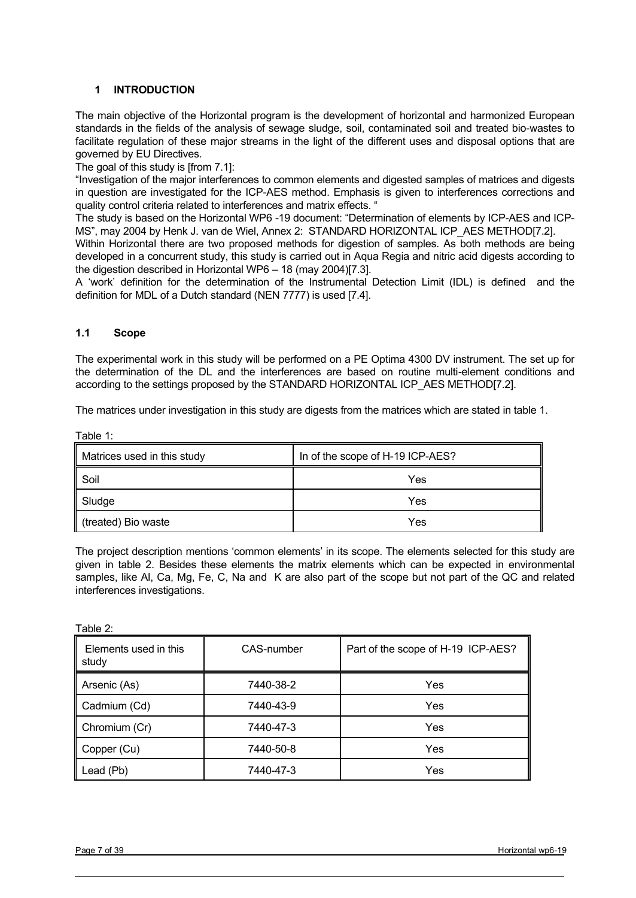## 1 INTRODUCTION

The main objective of the Horizontal program is the development of horizontal and harmonized European standards in the fields of the analysis of sewage sludge, soil, contaminated soil and treated bio-wastes to facilitate regulation of these major streams in the light of the different uses and disposal options that are governed by EU Directives.

The goal of this study is [from 7.1]:

"Investigation of the major interferences to common elements and digested samples of matrices and digests in question are investigated for the ICP-AES method. Emphasis is given to interferences corrections and quality control criteria related to interferences and matrix effects. "

The study is based on the Horizontal WP6 -19 document: "Determination of elements by ICP-AES and ICP-MS", may 2004 by Henk J. van de Wiel, Annex 2: STANDARD HORIZONTAL ICP_AES METHOD[7.2].

Within Horizontal there are two proposed methods for digestion of samples. As both methods are being developed in a concurrent study, this study is carried out in Aqua Regia and nitric acid digests according to the digestion described in Horizontal WP6 – 18 (may 2004)[7.3].

A 'work' definition for the determination of the Instrumental Detection Limit (IDL) is defined and the definition for MDL of a Dutch standard (NEN 7777) is used [7.4].

### 1.1 Scope

The experimental work in this study will be performed on a PE Optima 4300 DV instrument. The set up for the determination of the DL and the interferences are based on routine multi-element conditions and according to the settings proposed by the STANDARD HORIZONTAL ICP_AES METHOD[7.2].

The matrices under investigation in this study are digests from the matrices which are stated in table 1.

Table 1:

| Matrices used in this study | In of the scope of H-19 ICP-AES? |
|---|---|
| Soil | Yes |
| Sludge | Yes |
| (treated) Bio waste | Yes |

The project description mentions 'common elements' in its scope. The elements selected for this study are given in table 2. Besides these elements the matrix elements which can be expected in environmental samples, like Al, Ca, Mg, Fe, C, Na and K are also part of the scope but not part of the QC and related interferences investigations.

Table 2:

| Elements used in this study | CAS-number | Part of the scope of H-19 ICP-AES? |
|---|---|---|
| Arsenic (As) | 7440-38-2 | Yes |
| Cadmium (Cd) | 7440-43-9 | Yes |
| Chromium (Cr) | 7440-47-3 | Yes |
| Copper (Cu) | 7440-50-8 | Yes |
| Lead (Pb) | 7440-47-3 | Yes |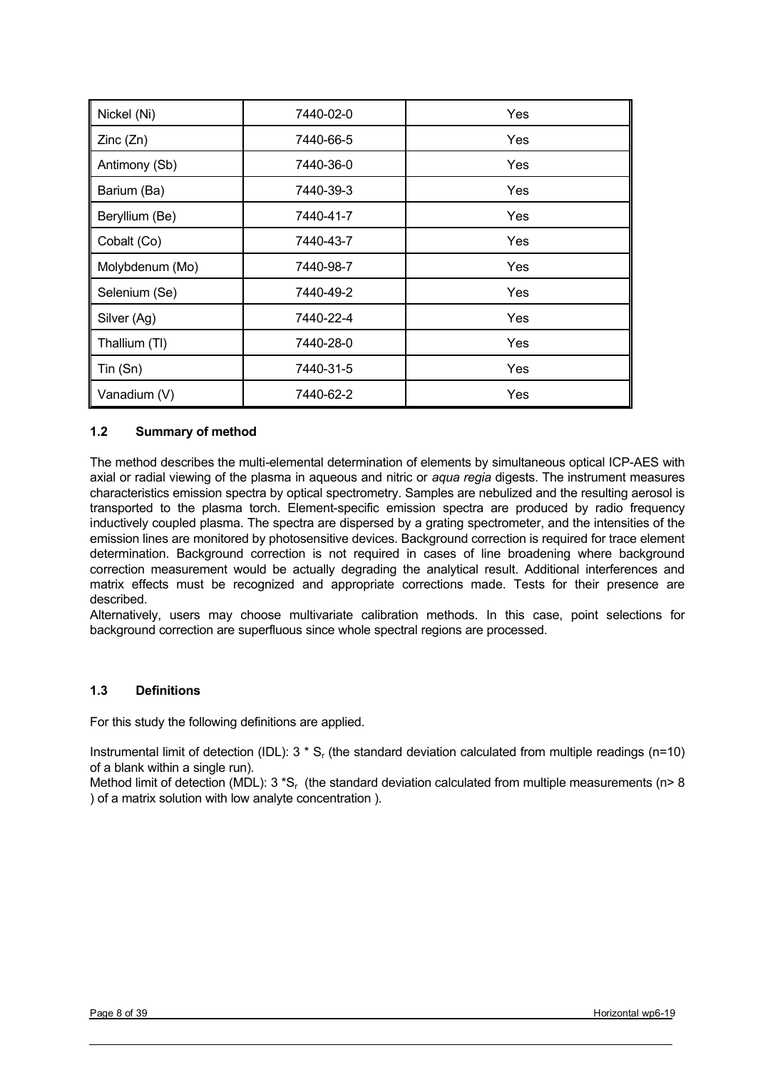| | | |
|---|---|---|
| Nickel (Ni) | 7440-02-0 | Yes |
| Zinc (Zn) | 7440-66-5 | Yes |
| Antimony (Sb) | 7440-36-0 | Yes |
| Barium (Ba) | 7440-39-3 | Yes |
| Beryllium (Be) | 7440-41-7 | Yes |
| Cobalt (Co) | 7440-43-7 | Yes |
| Molybdenum (Mo) | 7440-98-7 | Yes |
| Selenium (Se) | 7440-49-2 | Yes |
| Silver (Ag) | 7440-22-4 | Yes |
| Thallium (Tl) | 7440-28-0 | Yes |
| Tin (Sn) | 7440-31-5 | Yes |
| Vanadium (V) | 7440-62-2 | Yes |

### 1.2 Summary of method

The method describes the multi-elemental determination of elements by simultaneous optical ICP-AES with axial or radial viewing of the plasma in aqueous and nitric or *aqua regia* digests. The instrument measures characteristics emission spectra by optical spectrometry. Samples are nebulized and the resulting aerosol is transported to the plasma torch. Element-specific emission spectra are produced by radio frequency inductively coupled plasma. The spectra are dispersed by a grating spectrometer, and the intensities of the emission lines are monitored by photosensitive devices. Background correction is required for trace element determination. Background correction is not required in cases of line broadening where background correction measurement would be actually degrading the analytical result. Additional interferences and matrix effects must be recognized and appropriate corrections made. Tests for their presence are described.

Alternatively, users may choose multivariate calibration methods. In this case, point selections for background correction are superfluous since whole spectral regions are processed.

### 1.3 Definitions

For this study the following definitions are applied.

Instrumental limit of detection (IDL): $3 * S_r$ (the standard deviation calculated from multiple readings (n=10) of a blank within a single run).

Method limit of detection (MDL): $3 * S_r$ (the standard deviation calculated from multiple measurements (n> 8 ) of a matrix solution with low analyte concentration ).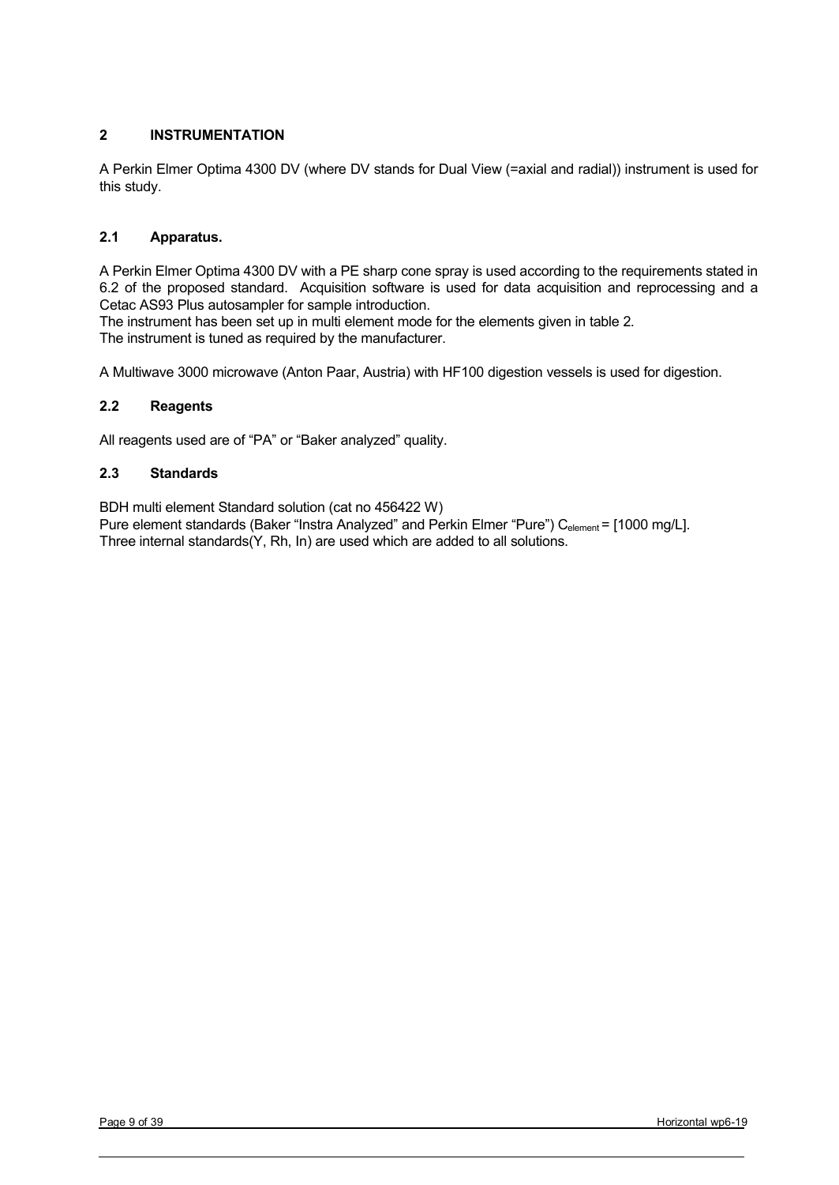# 2 INSTRUMENTATION

A Perkin Elmer Optima 4300 DV (where DV stands for Dual View (=axial and radial)) instrument is used for this study.

## 2.1 Apparatus.

A Perkin Elmer Optima 4300 DV with a PE sharp cone spray is used according to the requirements stated in 6.2 of the proposed standard. Acquisition software is used for data acquisition and reprocessing and a Cetac AS93 Plus autosampler for sample introduction.
The instrument has been set up in multi element mode for the elements given in table 2.
The instrument is tuned as required by the manufacturer.

A Multiwave 3000 microwave (Anton Paar, Austria) with HF100 digestion vessels is used for digestion.

## 2.2 Reagents

All reagents used are of “PA” or “Baker analyzed” quality.

## 2.3 Standards

BDH multi element Standard solution (cat no 456422 W)
Pure element standards (Baker “Instra Analyzed” and Perkin Elmer “Pure”) $C_{element}$ = [1000 mg/L].
Three internal standards(Y, Rh, In) are used which are added to all solutions.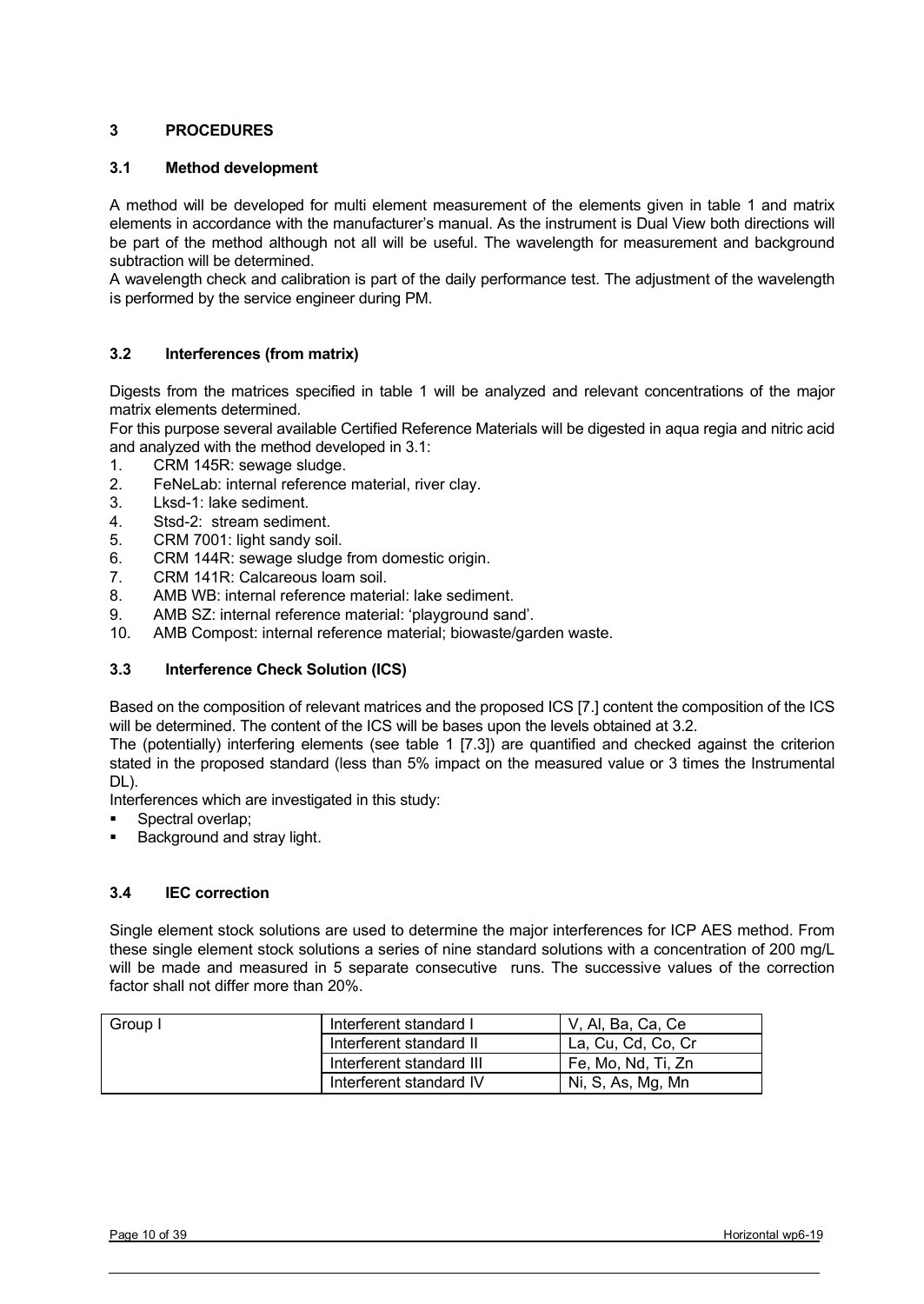# 3 PROCEDURES

## 3.1 Method development

A method will be developed for multi element measurement of the elements given in table 1 and matrix elements in accordance with the manufacturer's manual. As the instrument is Dual View both directions will be part of the method although not all will be useful. The wavelength for measurement and background subtraction will be determined.

A wavelength check and calibration is part of the daily performance test. The adjustment of the wavelength is performed by the service engineer during PM.

## 3.2 Interferences (from matrix)

Digests from the matrices specified in table 1 will be analyzed and relevant concentrations of the major matrix elements determined.

For this purpose several available Certified Reference Materials will be digested in aqua regia and nitric acid and analyzed with the method developed in 3.1:

1. CRM 145R: sewage sludge.
2. FeNeLab: internal reference material, river clay.
3. Lksd-1: lake sediment.
4. Stsd-2: stream sediment.
5. CRM 7001: light sandy soil.
6. CRM 144R: sewage sludge from domestic origin.
7. CRM 141R: Calcareous loam soil.
8. AMB WB: internal reference material: lake sediment.
9. AMB SZ: internal reference material: 'playground sand'.
10. AMB Compost: internal reference material; biowaste/garden waste.

## 3.3 Interference Check Solution (ICS)

Based on the composition of relevant matrices and the proposed ICS [7.] content the composition of the ICS will be determined. The content of the ICS will be bases upon the levels obtained at 3.2.

The (potentially) interfering elements (see table 1 [7.3]) are quantified and checked against the criterion stated in the proposed standard (less than 5% impact on the measured value or 3 times the Instrumental DL).

Interferences which are investigated in this study:

- Spectral overlap;
- Background and stray light.

## 3.4 IEC correction

Single element stock solutions are used to determine the major interferences for ICP AES method. From these single element stock solutions a series of nine standard solutions with a concentration of 200 mg/L will be made and measured in 5 separate consecutive runs. The successive values of the correction factor shall not differ more than 20%.

| Group I | Interferent standard I | V, Al, Ba, Ca, Ce |
|---|---|---|
| | Interferent standard II | La, Cu, Cd, Co, Cr |
| | Interferent standard III | Fe, Mo, Nd, Ti, Zn |
| | Interferent standard IV | Ni, S, As, Mg, Mn |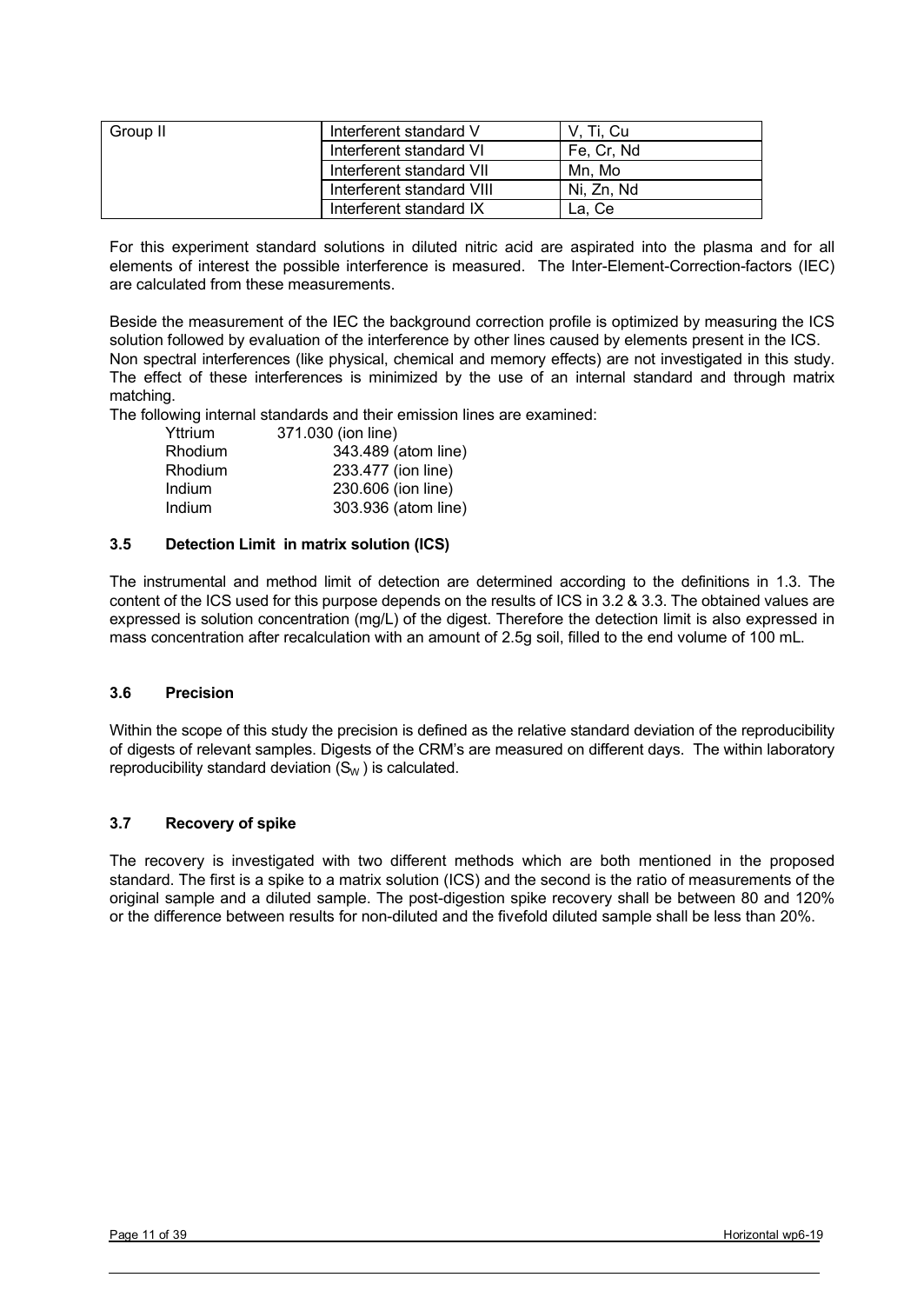| Group II | Interferent standard V | V, Ti, Cu |
|---|---|---|
| | Interferent standard VI | Fe, Cr, Nd |
| | Interferent standard VII | Mn, Mo |
| | Interferent standard VIII | Ni, Zn, Nd |
| | Interferent standard IX | La, Ce |

For this experiment standard solutions in diluted nitric acid are aspirated into the plasma and for all elements of interest the possible interference is measured. The Inter-Element-Correction-factors (IEC) are calculated from these measurements.

Beside the measurement of the IEC the background correction profile is optimized by measuring the ICS solution followed by evaluation of the interference by other lines caused by elements present in the ICS. Non spectral interferences (like physical, chemical and memory effects) are not investigated in this study. The effect of these interferences is minimized by the use of an internal standard and through matrix matching.

The following internal standards and their emission lines are examined:

| | |
|---|---|
| Yttrium | 371.030 (ion line) |
| Rhodium | 343.489 (atom line) |
| Rhodium | 233.477 (ion line) |
| Indium | 230.606 (ion line) |
| Indium | 303.936 (atom line) |

### 3.5 Detection Limit in matrix solution (ICS)

The instrumental and method limit of detection are determined according to the definitions in 1.3. The content of the ICS used for this purpose depends on the results of ICS in 3.2 & 3.3. The obtained values are expressed is solution concentration (mg/L) of the digest. Therefore the detection limit is also expressed in mass concentration after recalculation with an amount of 2.5g soil, filled to the end volume of 100 mL.

### 3.6 Precision

Within the scope of this study the precision is defined as the relative standard deviation of the reproducibility of digests of relevant samples. Digests of the CRM's are measured on different days. The within laboratory reproducibility standard deviation ($S_W$) is calculated.

### 3.7 Recovery of spike

The recovery is investigated with two different methods which are both mentioned in the proposed standard. The first is a spike to a matrix solution (ICS) and the second is the ratio of measurements of the original sample and a diluted sample. The post-digestion spike recovery shall be between 80 and 120% or the difference between results for non-diluted and the fivefold diluted sample shall be less than 20%.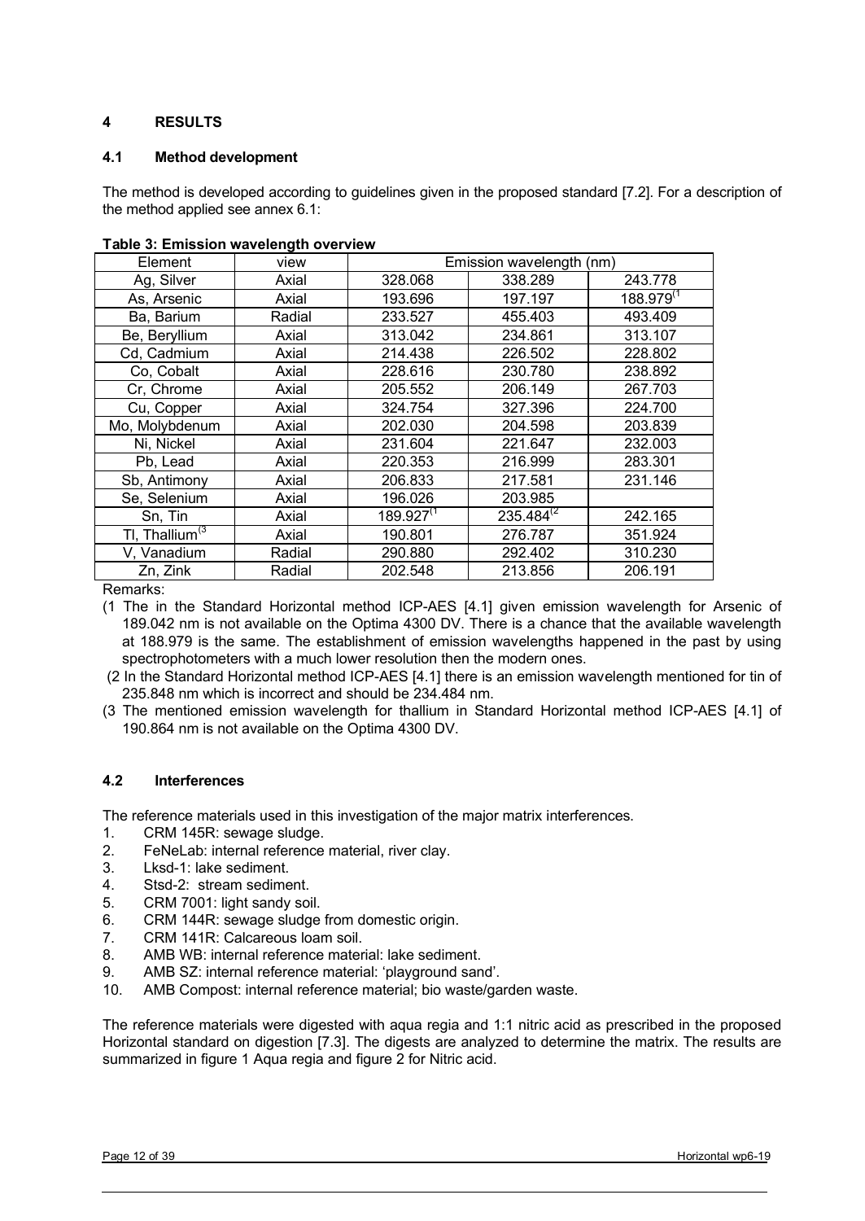# 4 RESULTS

## 4.1 Method development

The method is developed according to guidelines given in the proposed standard [7.2]. For a description of the method applied see annex 6.1:

**Table 3: Emission wavelength overview**

| Element | view | Emission wavelength (nm) | | |
|---|---|---|---|---|
| Ag, Silver | Axial | 328.068 | 338.289 | 243.778 |
| As, Arsenic | Axial | 193.696 | 197.197 | 188.979(1 |
| Ba, Barium | Radial | 233.527 | 455.403 | 493.409 |
| Be, Beryllium | Axial | 313.042 | 234.861 | 313.107 |
| Cd, Cadmium | Axial | 214.438 | 226.502 | 228.802 |
| Co, Cobalt | Axial | 228.616 | 230.780 | 238.892 |
| Cr, Chrome | Axial | 205.552 | 206.149 | 267.703 |
| Cu, Copper | Axial | 324.754 | 327.396 | 224.700 |
| Mo, Molybdenum | Axial | 202.030 | 204.598 | 203.839 |
| Ni, Nickel | Axial | 231.604 | 221.647 | 232.003 |
| Pb, Lead | Axial | 220.353 | 216.999 | 283.301 |
| Sb, Antimony | Axial | 206.833 | 217.581 | 231.146 |
| Se, Selenium | Axial | 196.026 | 203.985 | |
| Sn, Tin | Axial | 189.927(1 | 235.484(2 | 242.165 |
| Tl, Thallium(3 | Axial | 190.801 | 276.787 | 351.924 |
| V, Vanadium | Radial | 290.880 | 292.402 | 310.230 |
| Zn, Zink | Radial | 202.548 | 213.856 | 206.191 |

Remarks:

(1 The in the Standard Horizontal method ICP-AES [4.1] given emission wavelength for Arsenic of 189.042 nm is not available on the Optima 4300 DV. There is a chance that the available wavelength at 188.979 is the same. The establishment of emission wavelengths happened in the past by using spectrophotometers with a much lower resolution then the modern ones.

(2 In the Standard Horizontal method ICP-AES [4.1] there is an emission wavelength mentioned for tin of 235.848 nm which is incorrect and should be 234.484 nm.

(3 The mentioned emission wavelength for thallium in Standard Horizontal method ICP-AES [4.1] of 190.864 nm is not available on the Optima 4300 DV.

## 4.2 Interferences

The reference materials used in this investigation of the major matrix interferences.

1. CRM 145R: sewage sludge.
2. FeNeLab: internal reference material, river clay.
3. Lksd-1: lake sediment.
4. Stsd-2: stream sediment.
5. CRM 7001: light sandy soil.
6. CRM 144R: sewage sludge from domestic origin.
7. CRM 141R: Calcareous loam soil.
8. AMB WB: internal reference material: lake sediment.
9. AMB SZ: internal reference material: 'playground sand'.
10. AMB Compost: internal reference material; bio waste/garden waste.

The reference materials were digested with aqua regia and 1:1 nitric acid as prescribed in the proposed Horizontal standard on digestion [7.3]. The digests are analyzed to determine the matrix. The results are summarized in figure 1 Aqua regia and figure 2 for Nitric acid.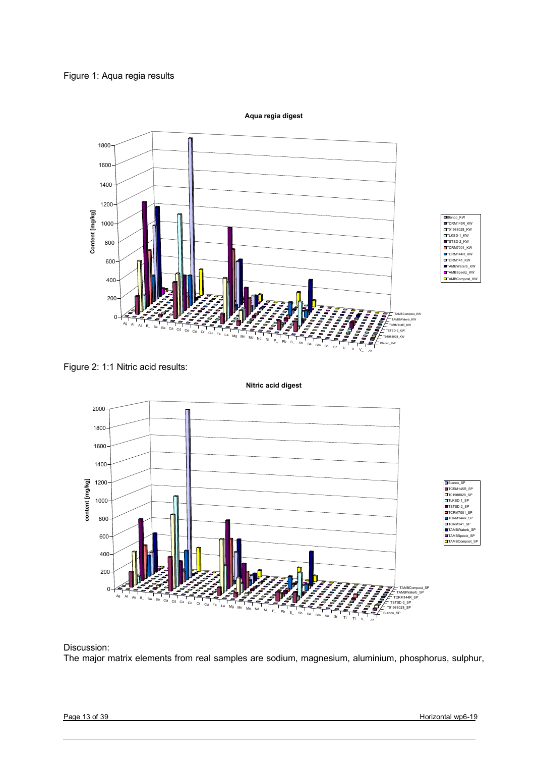Figure 1: Aqua regia results

Figure 2: 1:1 Nitric acid results:

Discussion:

The major matrix elements from real samples are sodium, magnesium, aluminium, phosphorus, sulphur,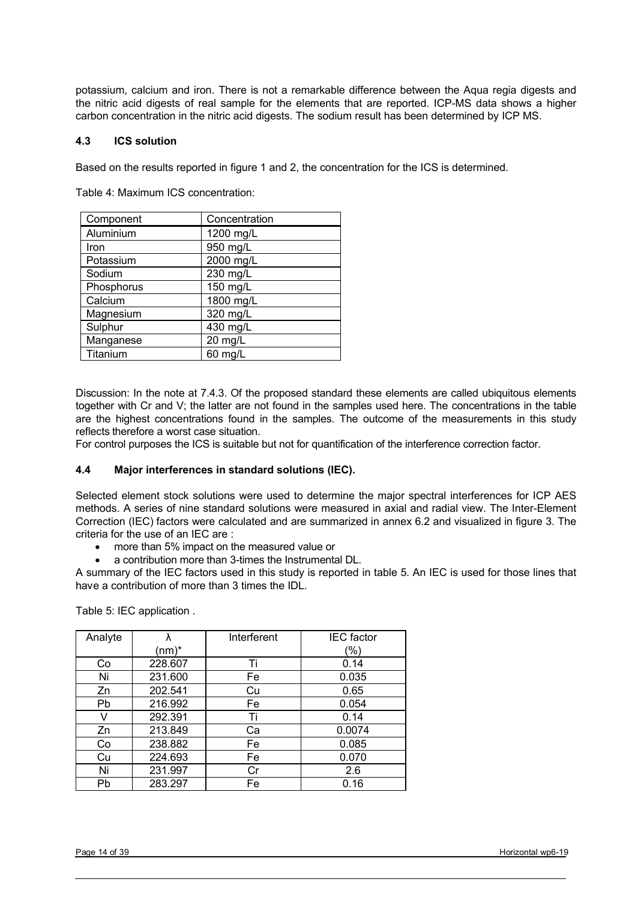potassium, calcium and iron. There is not a remarkable difference between the Aqua regia digests and the nitric acid digests of real sample for the elements that are reported. ICP-MS data shows a higher carbon concentration in the nitric acid digests. The sodium result has been determined by ICP MS.

### 4.3 ICS solution

Based on the results reported in figure 1 and 2, the concentration for the ICS is determined.

Table 4: Maximum ICS concentration:

| Component | Concentration |
|---|---|
| Aluminium | 1200 mg/L |
| Iron | 950 mg/L |
| Potassium | 2000 mg/L |
| Sodium | 230 mg/L |
| Phosphorus | 150 mg/L |
| Calcium | 1800 mg/L |
| Magnesium | 320 mg/L |
| Sulphur | 430 mg/L |
| Manganese | 20 mg/L |
| Titanium | 60 mg/L |

Discussion: In the note at 7.4.3. Of the proposed standard these elements are called ubiquitous elements together with Cr and V; the latter are not found in the samples used here. The concentrations in the table are the highest concentrations found in the samples. The outcome of the measurements in this study reflects therefore a worst case situation.
For control purposes the ICS is suitable but not for quantification of the interference correction factor.

### 4.4 Major interferences in standard solutions (IEC).

Selected element stock solutions were used to determine the major spectral interferences for ICP AES methods. A series of nine standard solutions were measured in axial and radial view. The Inter-Element Correction (IEC) factors were calculated and are summarized in annex 6.2 and visualized in figure 3. The criteria for the use of an IEC are :

- more than 5% impact on the measured value or
- a contribution more than 3-times the Instrumental DL.

A summary of the IEC factors used in this study is reported in table 5. An IEC is used for those lines that have a contribution of more than 3 times the IDL.

Table 5: IEC application .

| Analyte | λ (nm)* | Interferent | IEC factor (%) |
|---|---|---|---|
| Co | 228.607 | Ti | 0.14 |
| Ni | 231.600 | Fe | 0.035 |
| Zn | 202.541 | Cu | 0.65 |
| Pb | 216.992 | Fe | 0.054 |
| V | 292.391 | Ti | 0.14 |
| Zn | 213.849 | Ca | 0.0074 |
| Co | 238.882 | Fe | 0.085 |
| Cu | 224.693 | Fe | 0.070 |
| Ni | 231.997 | Cr | 2.6 |
| Pb | 283.297 | Fe | 0.16 |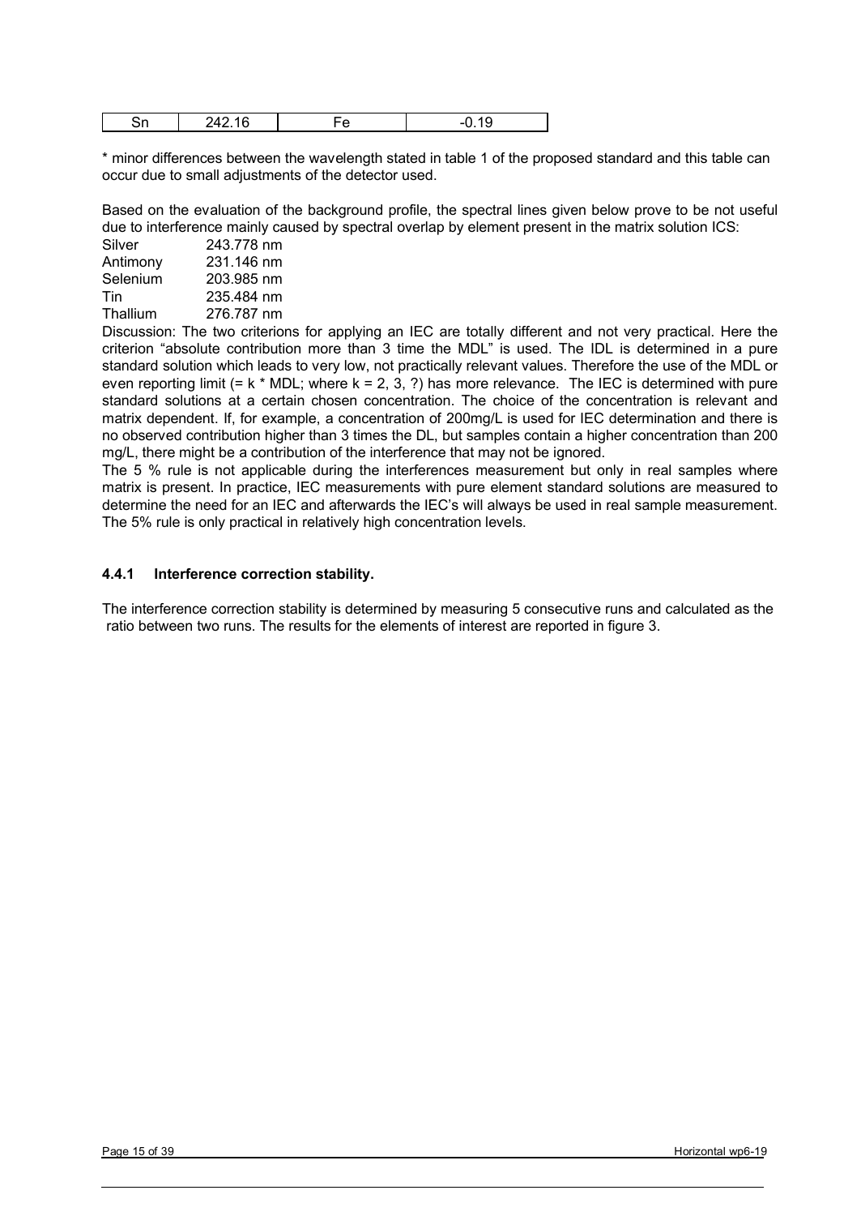| Sn | 242.16 | Fe | -0.19 |
|---|---|---|---|

* minor differences between the wavelength stated in table 1 of the proposed standard and this table can occur due to small adjustments of the detector used.

Based on the evaluation of the background profile, the spectral lines given below prove to be not useful due to interference mainly caused by spectral overlap by element present in the matrix solution ICS:

| | |
|---|---|
| Silver | 243.778 nm |
| Antimony | 231.146 nm |
| Selenium | 203.985 nm |
| Tin | 235.484 nm |
| Thallium | 276.787 nm |

Discussion: The two criterions for applying an IEC are totally different and not very practical. Here the criterion “absolute contribution more than 3 time the MDL” is used. The IDL is determined in a pure standard solution which leads to very low, not practically relevant values. Therefore the use of the MDL or even reporting limit (= k * MDL; where k = 2, 3, ?) has more relevance. The IEC is determined with pure standard solutions at a certain chosen concentration. The choice of the concentration is relevant and matrix dependent. If, for example, a concentration of 200mg/L is used for IEC determination and there is no observed contribution higher than 3 times the DL, but samples contain a higher concentration than 200 mg/L, there might be a contribution of the interference that may not be ignored.

The 5 % rule is not applicable during the interferences measurement but only in real samples where matrix is present. In practice, IEC measurements with pure element standard solutions are measured to determine the need for an IEC and afterwards the IEC’s will always be used in real sample measurement. The 5% rule is only practical in relatively high concentration levels.

### 4.4.1 Interference correction stability.

The interference correction stability is determined by measuring 5 consecutive runs and calculated as the ratio between two runs. The results for the elements of interest are reported in figure 3.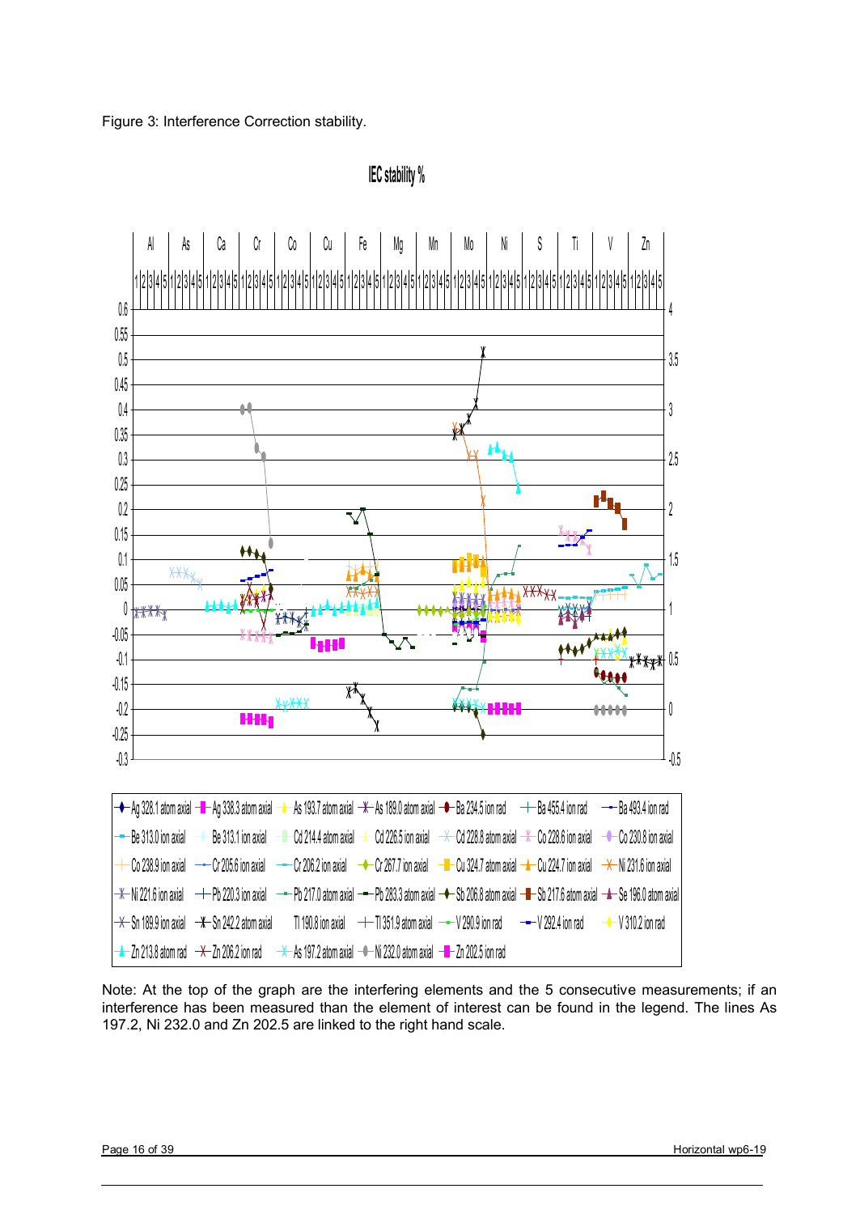Figure 3: Interference Correction stability.

**IEC stability %**

Ag 328.1 atom axial, Ag 338.3 atom axial, As 193.7 atom axial, As 189.0 atom axial, Ba 234.5 ion rad, Ba 455.4 ion rad, Ba 493.4 ion rad, Be 313.0 ion axial, Be 313.1 ion axial, Cd 214.4 atom axial, Cd 226.5 ion axial, Cd 228.8 atom axial, Co 228.6 ion axial, Co 230.8 ion axial, Co 238.9 ion axial, Cr 205.6 ion axial, Cr 206.2 ion axial, Cr 267.7 ion axial, Cu 324.7 atom axial, Cu 224.7 ion axial, Ni 231.6 ion axial, Ni 221.6 ion axial, Pb 220.3 ion axial, Pb 217.0 atom axial, Pb 283.3 atom axial, Sb 206.8 atom axial, Sb 217.6 atom axial, Se 196.0 atom axial, Sn 189.9 ion axial, Sn 242.2 atom axial, Tl 190.8 ion axial, Tl 351.9 atom axial, V 290.9 ion rad, V 292.4 ion rad, V 310.2 ion rad, Zn 213.8 atom rad, Zn 206.2 ion rad, As 197.2 atom axial, Ni 232.0 atom axial, Zn 202.5 ion rad

Note: At the top of the graph are the interfering elements and the 5 consecutive measurements; if an interference has been measured than the element of interest can be found in the legend. The lines As 197.2, Ni 232.0 and Zn 202.5 are linked to the right hand scale.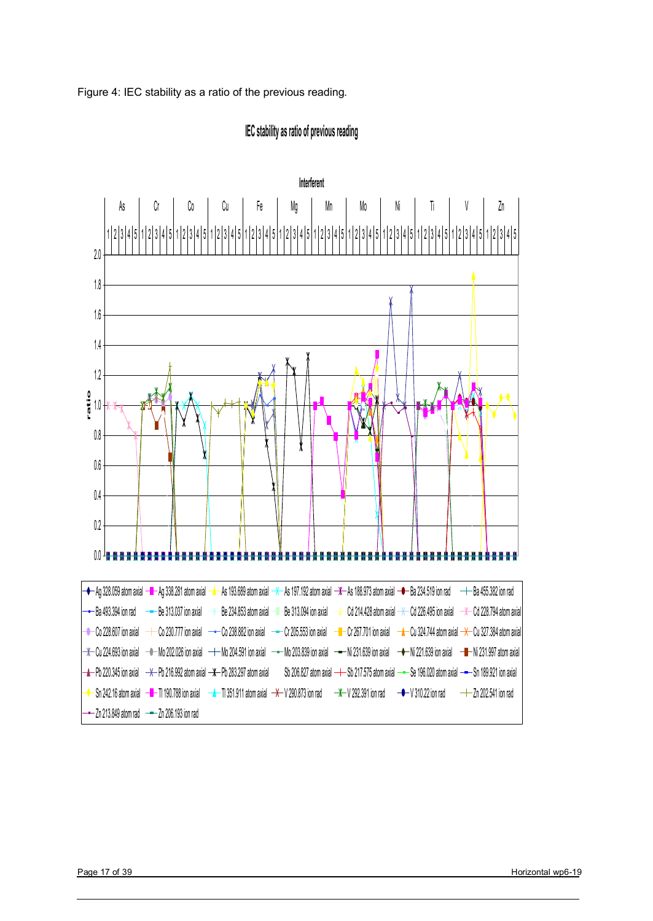Figure 4: IEC stability as a ratio of the previous reading.

**IEC stability as ratio of previous reading**

Interferent

As | Cr | Co | Cu | Fe | Mg | Mn | Mo | Ni | Ti | V | Zn

1 2 3 4 5 (for each interferent)

ratio

2.0, 1.8, 1.6, 1.4, 1.2, 1.0, 0.8, 0.6, 0.4, 0.2, 0.0

Ag 328.059 atom axial, Ag 338.281 atom axial, As 193.689 atom axial, As 197.192 atom axial, As 188.973 atom axial, Ba 234.519 ion rad, Ba 455.382 ion rad, Ba 493.394 ion rad, Be 313.037 ion axial, Be 234.853 atom axial, Be 313.094 ion axial, Cd 214.428 atom axial, Cd 226.495 ion axial, Cd 228.794 atom axial, Co 228.607 ion axial, Co 230.777 ion axial, Co 238.882 ion axial, Cr 205.553 ion axial, Cr 267.701 ion axial, Cu 324.744 atom axial, Cu 327.384 atom axial, Cu 224.693 ion axial, Mo 202.026 ion axial, Mo 204.591 ion axial, Mo 203.839 ion axial, Ni 231.639 ion axial, Ni 221.639 ion axial, Ni 231.997 atom axial, Pb 220.345 ion axial, Pb 216.992 atom axial, Pb 283.297 atom axial, Sb 206.827 atom axial, Sb 217.575 atom axial, Se 196.020 atom axial, Sn 189.921 ion axial, Sn 242.16 atom axial, Tl 190.788 ion axial, Tl 351.911 atom axial, V 290.873 ion rad, V 292.391 ion rad, V 310.22 ion rad, Zn 202.541 ion rad, Zn 213.849 atom rad, Zn 206.193 ion rad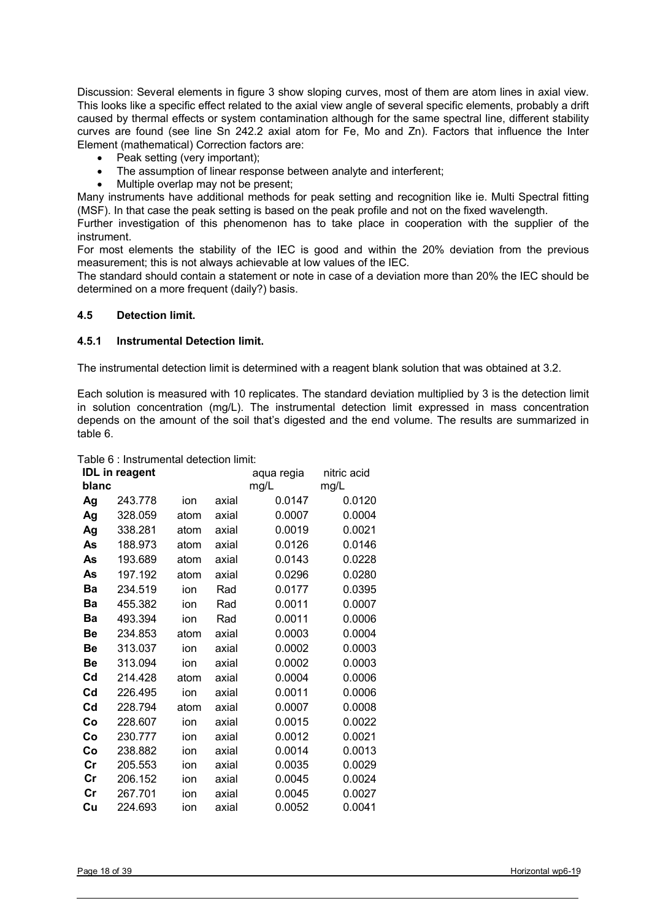Discussion: Several elements in figure 3 show sloping curves, most of them are atom lines in axial view. This looks like a specific effect related to the axial view angle of several specific elements, probably a drift caused by thermal effects or system contamination although for the same spectral line, different stability curves are found (see line Sn 242.2 axial atom for Fe, Mo and Zn). Factors that influence the Inter Element (mathematical) Correction factors are:

- Peak setting (very important);
- The assumption of linear response between analyte and interferent;
- Multiple overlap may not be present;

Many instruments have additional methods for peak setting and recognition like ie. Multi Spectral fitting (MSF). In that case the peak setting is based on the peak profile and not on the fixed wavelength.

Further investigation of this phenomenon has to take place in cooperation with the supplier of the instrument.

For most elements the stability of the IEC is good and within the 20% deviation from the previous measurement; this is not always achievable at low values of the IEC.

The standard should contain a statement or note in case of a deviation more than 20% the IEC should be determined on a more frequent (daily?) basis.

### 4.5 Detection limit.

#### 4.5.1 Instrumental Detection limit.

The instrumental detection limit is determined with a reagent blank solution that was obtained at 3.2.

Each solution is measured with 10 replicates. The standard deviation multiplied by 3 is the detection limit in solution concentration (mg/L). The instrumental detection limit expressed in mass concentration depends on the amount of the soil that's digested and the end volume. The results are summarized in table 6.

Table 6 : Instrumental detection limit:

| IDL in reagent blanc | | | | aqua regia mg/L | nitric acid mg/L |
|---|---|---|---|---|---|
| **Ag** | 243.778 | ion | axial | 0.0147 | 0.0120 |
| **Ag** | 328.059 | atom | axial | 0.0007 | 0.0004 |
| **Ag** | 338.281 | atom | axial | 0.0019 | 0.0021 |
| **As** | 188.973 | atom | axial | 0.0126 | 0.0146 |
| **As** | 193.689 | atom | axial | 0.0143 | 0.0228 |
| **As** | 197.192 | atom | axial | 0.0296 | 0.0280 |
| **Ba** | 234.519 | ion | Rad | 0.0177 | 0.0395 |
| **Ba** | 455.382 | ion | Rad | 0.0011 | 0.0007 |
| **Ba** | 493.394 | ion | Rad | 0.0011 | 0.0006 |
| **Be** | 234.853 | atom | axial | 0.0003 | 0.0004 |
| **Be** | 313.037 | ion | axial | 0.0002 | 0.0003 |
| **Be** | 313.094 | ion | axial | 0.0002 | 0.0003 |
| **Cd** | 214.428 | atom | axial | 0.0004 | 0.0006 |
| **Cd** | 226.495 | ion | axial | 0.0011 | 0.0006 |
| **Cd** | 228.794 | atom | axial | 0.0007 | 0.0008 |
| **Co** | 228.607 | ion | axial | 0.0015 | 0.0022 |
| **Co** | 230.777 | ion | axial | 0.0012 | 0.0021 |
| **Co** | 238.882 | ion | axial | 0.0014 | 0.0013 |
| **Cr** | 205.553 | ion | axial | 0.0035 | 0.0029 |
| **Cr** | 206.152 | ion | axial | 0.0045 | 0.0024 |
| **Cr** | 267.701 | ion | axial | 0.0045 | 0.0027 |
| **Cu** | 224.693 | ion | axial | 0.0052 | 0.0041 |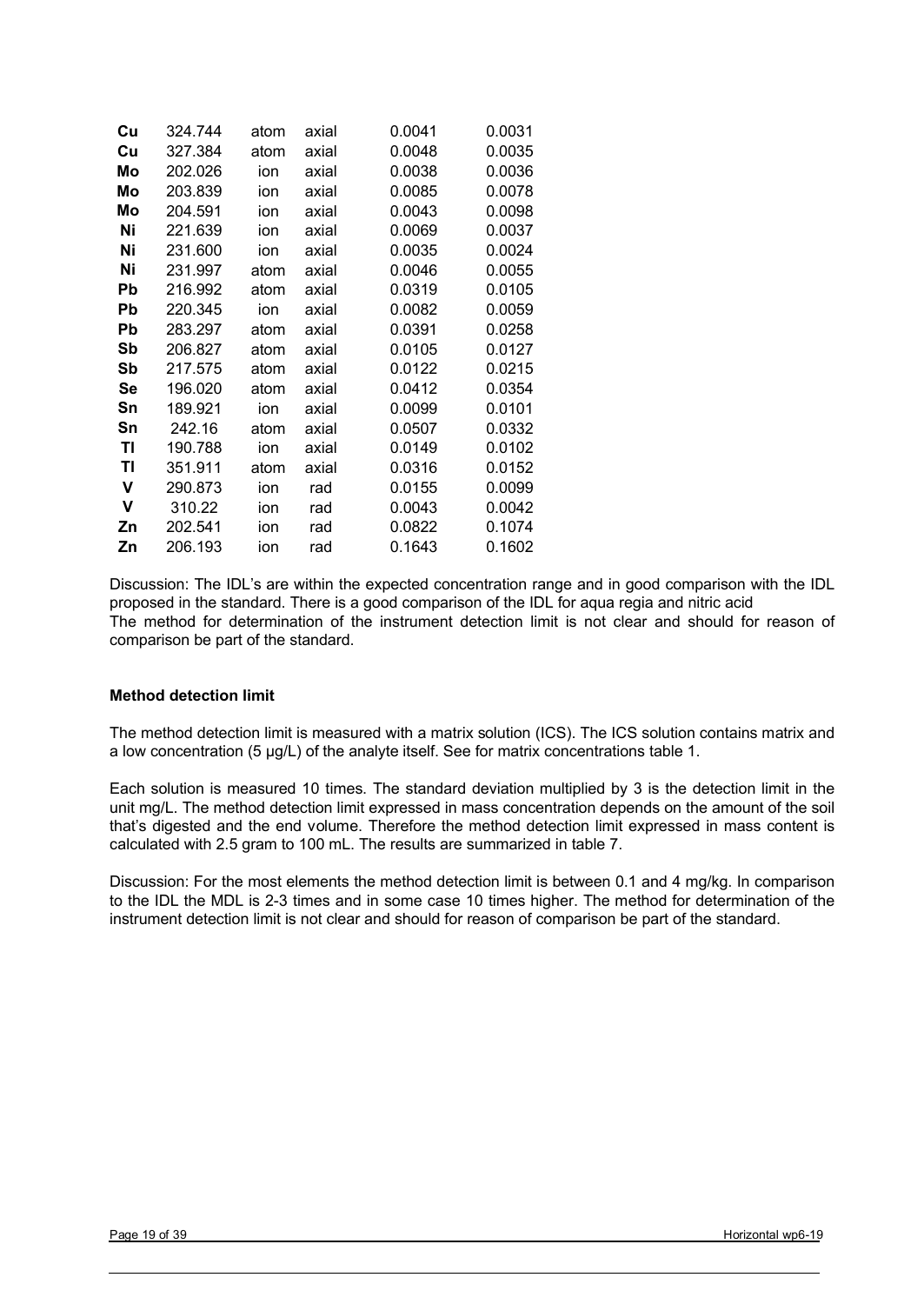| Cu | 324.744 | atom | axial | 0.0041 | 0.0031 |
|---|---|---|---|---|---|
| Cu | 327.384 | atom | axial | 0.0048 | 0.0035 |
| Mo | 202.026 | ion | axial | 0.0038 | 0.0036 |
| Mo | 203.839 | ion | axial | 0.0085 | 0.0078 |
| Mo | 204.591 | ion | axial | 0.0043 | 0.0098 |
| Ni | 221.639 | ion | axial | 0.0069 | 0.0037 |
| Ni | 231.600 | ion | axial | 0.0035 | 0.0024 |
| Ni | 231.997 | atom | axial | 0.0046 | 0.0055 |
| Pb | 216.992 | atom | axial | 0.0319 | 0.0105 |
| Pb | 220.345 | ion | axial | 0.0082 | 0.0059 |
| Pb | 283.297 | atom | axial | 0.0391 | 0.0258 |
| Sb | 206.827 | atom | axial | 0.0105 | 0.0127 |
| Sb | 217.575 | atom | axial | 0.0122 | 0.0215 |
| Se | 196.020 | atom | axial | 0.0412 | 0.0354 |
| Sn | 189.921 | ion | axial | 0.0099 | 0.0101 |
| Sn | 242.16 | atom | axial | 0.0507 | 0.0332 |
| Tl | 190.788 | ion | axial | 0.0149 | 0.0102 |
| Tl | 351.911 | atom | axial | 0.0316 | 0.0152 |
| V | 290.873 | ion | rad | 0.0155 | 0.0099 |
| V | 310.22 | ion | rad | 0.0043 | 0.0042 |
| Zn | 202.541 | ion | rad | 0.0822 | 0.1074 |
| Zn | 206.193 | ion | rad | 0.1643 | 0.1602 |

Discussion: The IDL's are within the expected concentration range and in good comparison with the IDL proposed in the standard. There is a good comparison of the IDL for aqua regia and nitric acid
The method for determination of the instrument detection limit is not clear and should for reason of comparison be part of the standard.

**Method detection limit**

The method detection limit is measured with a matrix solution (ICS). The ICS solution contains matrix and a low concentration (5 µg/L) of the analyte itself. See for matrix concentrations table 1.

Each solution is measured 10 times. The standard deviation multiplied by 3 is the detection limit in the unit mg/L. The method detection limit expressed in mass concentration depends on the amount of the soil that's digested and the end volume. Therefore the method detection limit expressed in mass content is calculated with 2.5 gram to 100 mL. The results are summarized in table 7.

Discussion: For the most elements the method detection limit is between 0.1 and 4 mg/kg. In comparison to the IDL the MDL is 2-3 times and in some case 10 times higher. The method for determination of the instrument detection limit is not clear and should for reason of comparison be part of the standard.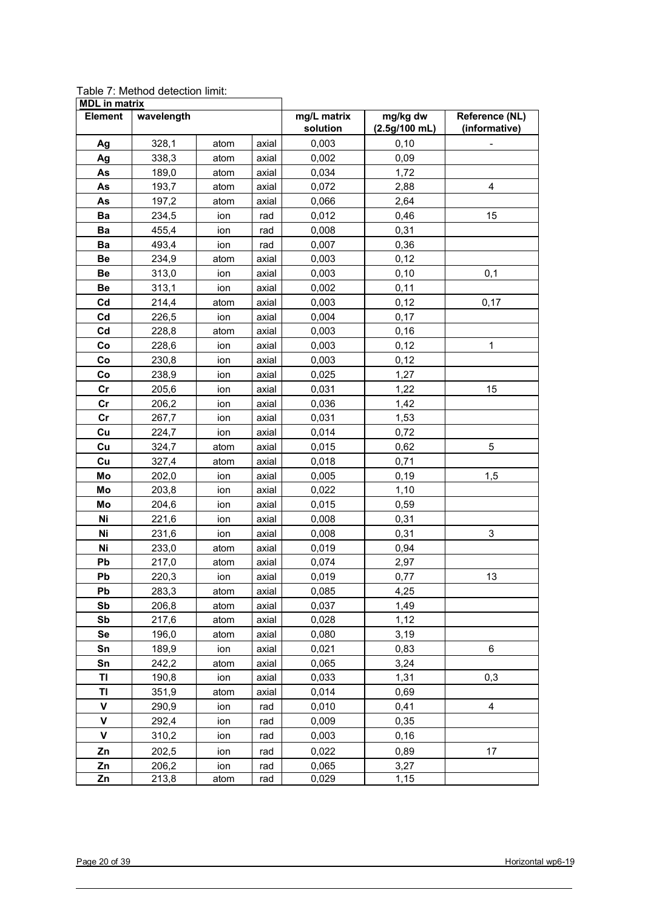Table 7: Method detection limit:

| MDL in matrix | | | | | | |
|---|---|---|---|---|---|---|
| **Element** | **wavelength** | | | **mg/L matrix solution** | **mg/kg dw (2.5g/100 mL)** | **Reference (NL) (informative)** |
| **Ag** | 328,1 | atom | axial | 0,003 | 0,10 | - |
| **Ag** | 338,3 | atom | axial | 0,002 | 0,09 | |
| **As** | 189,0 | atom | axial | 0,034 | 1,72 | |
| **As** | 193,7 | atom | axial | 0,072 | 2,88 | 4 |
| **As** | 197,2 | atom | axial | 0,066 | 2,64 | |
| **Ba** | 234,5 | ion | rad | 0,012 | 0,46 | 15 |
| **Ba** | 455,4 | ion | rad | 0,008 | 0,31 | |
| **Ba** | 493,4 | ion | rad | 0,007 | 0,36 | |
| **Be** | 234,9 | atom | axial | 0,003 | 0,12 | |
| **Be** | 313,0 | ion | axial | 0,003 | 0,10 | 0,1 |
| **Be** | 313,1 | ion | axial | 0,002 | 0,11 | |
| **Cd** | 214,4 | atom | axial | 0,003 | 0,12 | 0,17 |
| **Cd** | 226,5 | ion | axial | 0,004 | 0,17 | |
| **Cd** | 228,8 | atom | axial | 0,003 | 0,16 | |
| **Co** | 228,6 | ion | axial | 0,003 | 0,12 | 1 |
| **Co** | 230,8 | ion | axial | 0,003 | 0,12 | |
| **Co** | 238,9 | ion | axial | 0,025 | 1,27 | |
| **Cr** | 205,6 | ion | axial | 0,031 | 1,22 | 15 |
| **Cr** | 206,2 | ion | axial | 0,036 | 1,42 | |
| **Cr** | 267,7 | ion | axial | 0,031 | 1,53 | |
| **Cu** | 224,7 | ion | axial | 0,014 | 0,72 | |
| **Cu** | 324,7 | atom | axial | 0,015 | 0,62 | 5 |
| **Cu** | 327,4 | atom | axial | 0,018 | 0,71 | |
| **Mo** | 202,0 | ion | axial | 0,005 | 0,19 | 1,5 |
| **Mo** | 203,8 | ion | axial | 0,022 | 1,10 | |
| **Mo** | 204,6 | ion | axial | 0,015 | 0,59 | |
| **Ni** | 221,6 | ion | axial | 0,008 | 0,31 | |
| **Ni** | 231,6 | ion | axial | 0,008 | 0,31 | 3 |
| **Ni** | 233,0 | atom | axial | 0,019 | 0,94 | |
| **Pb** | 217,0 | atom | axial | 0,074 | 2,97 | |
| **Pb** | 220,3 | ion | axial | 0,019 | 0,77 | 13 |
| **Pb** | 283,3 | atom | axial | 0,085 | 4,25 | |
| **Sb** | 206,8 | atom | axial | 0,037 | 1,49 | |
| **Sb** | 217,6 | atom | axial | 0,028 | 1,12 | |
| **Se** | 196,0 | atom | axial | 0,080 | 3,19 | |
| **Sn** | 189,9 | ion | axial | 0,021 | 0,83 | 6 |
| **Sn** | 242,2 | atom | axial | 0,065 | 3,24 | |
| **Tl** | 190,8 | ion | axial | 0,033 | 1,31 | 0,3 |
| **Tl** | 351,9 | atom | axial | 0,014 | 0,69 | |
| **V** | 290,9 | ion | rad | 0,010 | 0,41 | 4 |
| **V** | 292,4 | ion | rad | 0,009 | 0,35 | |
| **V** | 310,2 | ion | rad | 0,003 | 0,16 | |
| **Zn** | 202,5 | ion | rad | 0,022 | 0,89 | 17 |
| **Zn** | 206,2 | ion | rad | 0,065 | 3,27 | |
| **Zn** | 213,8 | atom | rad | 0,029 | 1,15 | |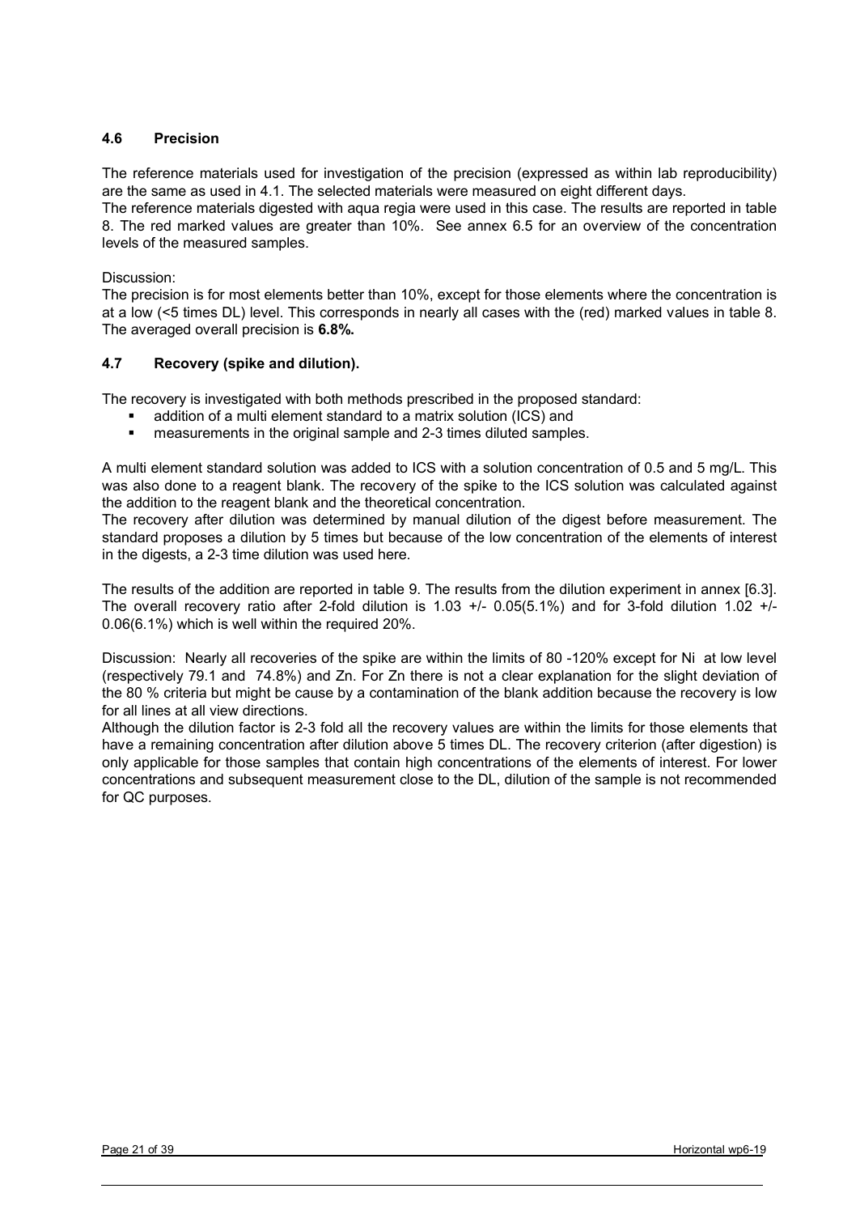### 4.6 Precision

The reference materials used for investigation of the precision (expressed as within lab reproducibility) are the same as used in 4.1. The selected materials were measured on eight different days.
The reference materials digested with aqua regia were used in this case. The results are reported in table 8. The red marked values are greater than 10%. See annex 6.5 for an overview of the concentration levels of the measured samples.

Discussion:
The precision is for most elements better than 10%, except for those elements where the concentration is at a low (<5 times DL) level. This corresponds in nearly all cases with the (red) marked values in table 8. The averaged overall precision is **6.8%.**

### 4.7 Recovery (spike and dilution).

The recovery is investigated with both methods prescribed in the proposed standard:

- addition of a multi element standard to a matrix solution (ICS) and
- measurements in the original sample and 2-3 times diluted samples.

A multi element standard solution was added to ICS with a solution concentration of 0.5 and 5 mg/L. This was also done to a reagent blank. The recovery of the spike to the ICS solution was calculated against the addition to the reagent blank and the theoretical concentration.
The recovery after dilution was determined by manual dilution of the digest before measurement. The standard proposes a dilution by 5 times but because of the low concentration of the elements of interest in the digests, a 2-3 time dilution was used here.

The results of the addition are reported in table 9. The results from the dilution experiment in annex [6.3]. The overall recovery ratio after 2-fold dilution is 1.03 +/- 0.05(5.1%) and for 3-fold dilution 1.02 +/- 0.06(6.1%) which is well within the required 20%.

Discussion: Nearly all recoveries of the spike are within the limits of 80 -120% except for Ni at low level (respectively 79.1 and 74.8%) and Zn. For Zn there is not a clear explanation for the slight deviation of the 80 % criteria but might be cause by a contamination of the blank addition because the recovery is low for all lines at all view directions.
Although the dilution factor is 2-3 fold all the recovery values are within the limits for those elements that have a remaining concentration after dilution above 5 times DL. The recovery criterion (after digestion) is only applicable for those samples that contain high concentrations of the elements of interest. For lower concentrations and subsequent measurement close to the DL, dilution of the sample is not recommended for QC purposes.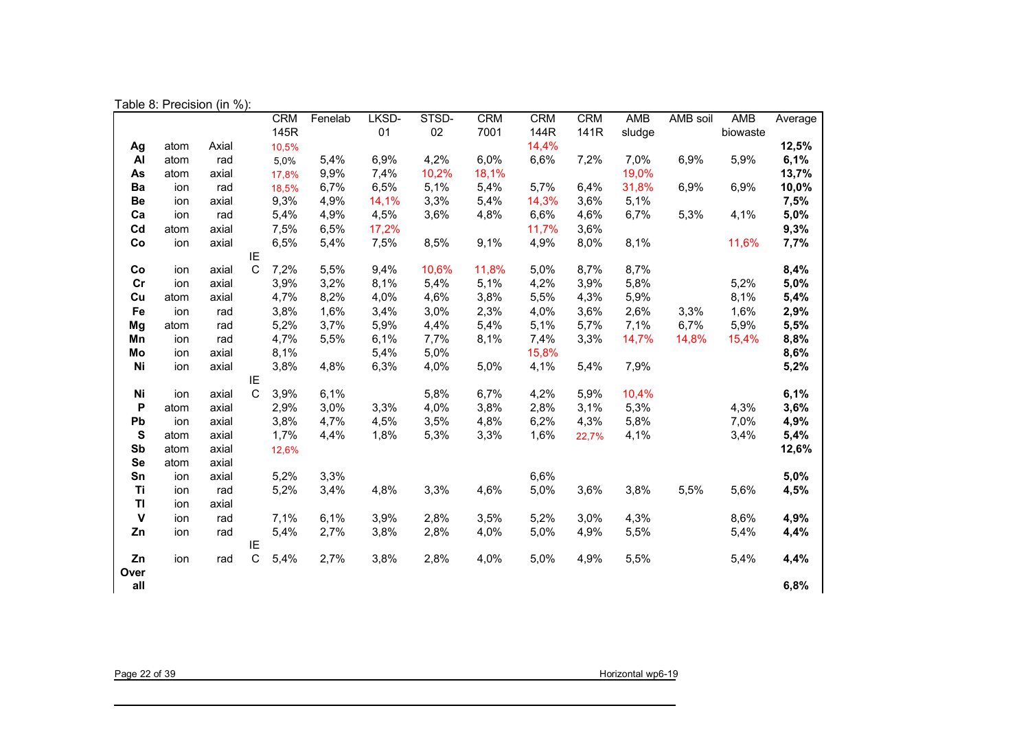Table 8: Precision (in %):

| | | | | CRM 145R | Fenelab | LKSD-01 | STSD-02 | CRM 7001 | CRM 144R | CRM 141R | AMB sludge | AMB soil | AMB biowaste | Average |
|---|---|---|---|---|---|---|---|---|---|---|---|---|---|---|
| **Ag** | atom | Axial | | 10,5% | | | | | 14,4% | | | | | **12,5%** |
| **Al** | atom | rad | | 5,0% | 5,4% | 6,9% | 4,2% | 6,0% | 6,6% | 7,2% | 7,0% | 6,9% | 5,9% | **6,1%** |
| **As** | atom | axial | | 17,8% | 9,9% | 7,4% | 10,2% | 18,1% | | | 19,0% | | | **13,7%** |
| **Ba** | ion | rad | | 18,5% | 6,7% | 6,5% | 5,1% | 5,4% | 5,7% | 6,4% | 31,8% | 6,9% | 6,9% | **10,0%** |
| **Be** | ion | axial | | 9,3% | 4,9% | 14,1% | 3,3% | 5,4% | 14,3% | 3,6% | 5,1% | | | **7,5%** |
| **Ca** | ion | rad | | 5,4% | 4,9% | 4,5% | 3,6% | 4,8% | 6,6% | 4,6% | 6,7% | 5,3% | 4,1% | **5,0%** |
| **Cd** | atom | axial | | 7,5% | 6,5% | 17,2% | | | 11,7% | 3,6% | | | | **9,3%** |
| **Co** | ion | axial | | 6,5% | 5,4% | 7,5% | 8,5% | 9,1% | 4,9% | 8,0% | 8,1% | | 11,6% | **7,7%** |
| **Co** | ion | axial | IEC | 7,2% | 5,5% | 9,4% | 10,6% | 11,8% | 5,0% | 8,7% | 8,7% | | | **8,4%** |
| **Cr** | ion | axial | | 3,9% | 3,2% | 8,1% | 5,4% | 5,1% | 4,2% | 3,9% | 5,8% | | 5,2% | **5,0%** |
| **Cu** | atom | axial | | 4,7% | 8,2% | 4,0% | 4,6% | 3,8% | 5,5% | 4,3% | 5,9% | | 8,1% | **5,4%** |
| **Fe** | ion | rad | | 3,8% | 1,6% | 3,4% | 3,0% | 2,3% | 4,0% | 3,6% | 2,6% | 3,3% | 1,6% | **2,9%** |
| **Mg** | atom | rad | | 5,2% | 3,7% | 5,9% | 4,4% | 5,4% | 5,1% | 5,7% | 7,1% | 6,7% | 5,9% | **5,5%** |
| **Mn** | ion | rad | | 4,7% | 5,5% | 6,1% | 7,7% | 8,1% | 7,4% | 3,3% | 14,7% | 14,8% | 15,4% | **8,8%** |
| **Mo** | ion | axial | | 8,1% | | 5,4% | 5,0% | | 15,8% | | | | | **8,6%** |
| **Ni** | ion | axial | | 3,8% | 4,8% | 6,3% | 4,0% | 5,0% | 4,1% | 5,4% | 7,9% | | | **5,2%** |
| **Ni** | ion | axial | IEC | 3,9% | 6,1% | | 5,8% | 6,7% | 4,2% | 5,9% | 10,4% | | | **6,1%** |
| **P** | atom | axial | | 2,9% | 3,0% | 3,3% | 4,0% | 3,8% | 2,8% | 3,1% | 5,3% | | 4,3% | **3,6%** |
| **Pb** | ion | axial | | 3,8% | 4,7% | 4,5% | 3,5% | 4,8% | 6,2% | 4,3% | 5,8% | | 7,0% | **4,9%** |
| **S** | atom | axial | | 1,7% | 4,4% | 1,8% | 5,3% | 3,3% | 1,6% | 22,7% | 4,1% | | 3,4% | **5,4%** |
| **Sb** | atom | axial | | 12,6% | | | | | | | | | | **12,6%** |
| **Se** | atom | axial | | | | | | | | | | | | |
| **Sn** | ion | axial | | 5,2% | 3,3% | | | | 6,6% | | | | | **5,0%** |
| **Ti** | ion | rad | | 5,2% | 3,4% | 4,8% | 3,3% | 4,6% | 5,0% | 3,6% | 3,8% | 5,5% | 5,6% | **4,5%** |
| **Tl** | ion | axial | | | | | | | | | | | | |
| **V** | ion | rad | | 7,1% | 6,1% | 3,9% | 2,8% | 3,5% | 5,2% | 3,0% | 4,3% | | 8,6% | **4,9%** |
| **Zn** | ion | rad | | 5,4% | 2,7% | 3,8% | 2,8% | 4,0% | 5,0% | 4,9% | 5,5% | | 5,4% | **4,4%** |
| **Zn** | ion | rad | IEC | 5,4% | 2,7% | 3,8% | 2,8% | 4,0% | 5,0% | 4,9% | 5,5% | | 5,4% | **4,4%** |
| **Overall** | | | | | | | | | | | | | | **6,8%** |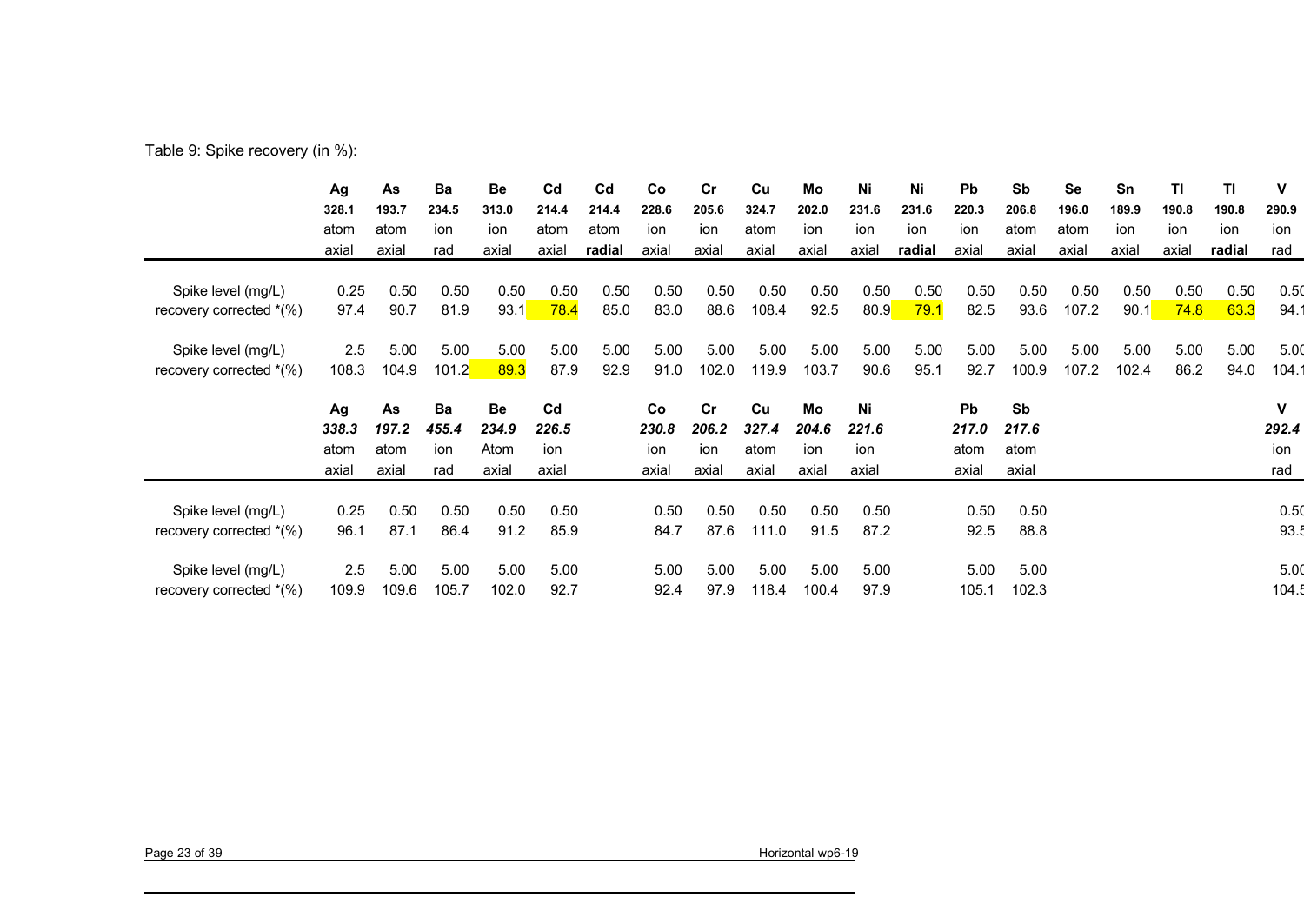Table 9: Spike recovery (in %):

| | Ag | As | Ba | Be | Cd | Cd | Co | Cr | Cu | Mo | Ni | Ni | Pb | Sb | Se | Sn | Tl | Tl | V |
|---|---|---|---|---|---|---|---|---|---|---|---|---|---|---|---|---|---|---|---|
| | **328.1** | **193.7** | **234.5** | **313.0** | **214.4** | **214.4** | **228.6** | **205.6** | **324.7** | **202.0** | **231.6** | **231.6** | **220.3** | **206.8** | **196.0** | **189.9** | **190.8** | **190.8** | **290.9** |
| | atom | atom | ion | ion | atom | atom | ion | ion | atom | ion | ion | ion | ion | atom | atom | ion | ion | ion | ion |
| | axial | axial | rad | axial | axial | **radial** | axial | axial | axial | axial | axial | **radial** | axial | axial | axial | axial | axial | **radial** | rad |
| Spike level (mg/L) | 0.25 | 0.50 | 0.50 | 0.50 | 0.50 | 0.50 | 0.50 | 0.50 | 0.50 | 0.50 | 0.50 | 0.50 | 0.50 | 0.50 | 0.50 | 0.50 | 0.50 | 0.50 | 0.50 |
| recovery corrected *(%) | 97.4 | 90.7 | 81.9 | 93.1 | 78.4 | 85.0 | 83.0 | 88.6 | 108.4 | 92.5 | 80.9 | 79.1 | 82.5 | 93.6 | 107.2 | 90.1 | 74.8 | 63.3 | 94.1 |
| Spike level (mg/L) | 2.5 | 5.00 | 5.00 | 5.00 | 5.00 | 5.00 | 5.00 | 5.00 | 5.00 | 5.00 | 5.00 | 5.00 | 5.00 | 5.00 | 5.00 | 5.00 | 5.00 | 5.00 | 5.00 |
| recovery corrected *(%) | 108.3 | 104.9 | 101.2 | 89.3 | 87.9 | 92.9 | 91.0 | 102.0 | 119.9 | 103.7 | 90.6 | 95.1 | 92.7 | 100.9 | 107.2 | 102.4 | 86.2 | 94.0 | 104.1 |

| | Ag | As | Ba | Be | Cd | Co | Cr | Cu | Mo | Ni | Pb | Sb | V |
|---|---|---|---|---|---|---|---|---|---|---|---|---|---|
| | ***338.3*** | ***197.2*** | ***455.4*** | ***234.9*** | ***226.5*** | ***230.8*** | ***206.2*** | ***327.4*** | ***204.6*** | ***221.6*** | ***217.0*** | ***217.6*** | ***292.4*** |
| | atom | atom | ion | Atom | ion | ion | ion | atom | ion | ion | atom | atom | ion |
| | axial | axial | rad | axial | axial | axial | axial | axial | axial | axial | axial | axial | rad |
| Spike level (mg/L) | 0.25 | 0.50 | 0.50 | 0.50 | 0.50 | 0.50 | 0.50 | 0.50 | 0.50 | 0.50 | 0.50 | 0.50 | 0.50 |
| recovery corrected *(%) | 96.1 | 87.1 | 86.4 | 91.2 | 85.9 | 84.7 | 87.6 | 111.0 | 91.5 | 87.2 | 92.5 | 88.8 | 93.5 |
| Spike level (mg/L) | 2.5 | 5.00 | 5.00 | 5.00 | 5.00 | 5.00 | 5.00 | 5.00 | 5.00 | 5.00 | 5.00 | 5.00 | 5.00 |
| recovery corrected *(%) | 109.9 | 109.6 | 105.7 | 102.0 | 92.7 | 92.4 | 97.9 | 118.4 | 100.4 | 97.9 | 105.1 | 102.3 | 104.5 |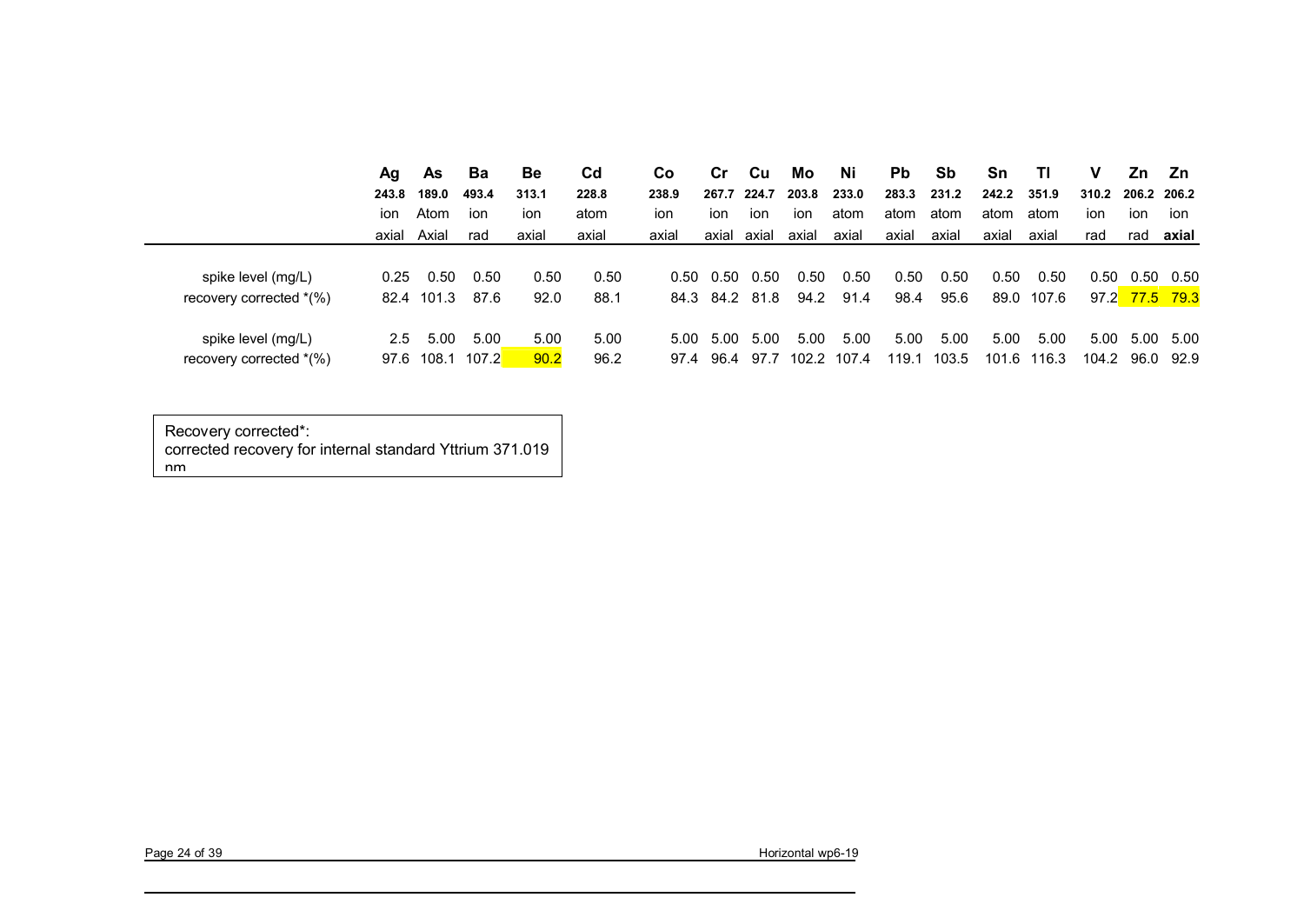| | Ag | As | Ba | Be | Cd | Co | Cr | Cu | Mo | Ni | Pb | Sb | Sn | Tl | V | Zn | Zn |
|---|---|---|---|---|---|---|---|---|---|---|---|---|---|---|---|---|---|
| | 243.8 | 189.0 | 493.4 | 313.1 | 228.8 | 238.9 | 267.7 | 224.7 | 203.8 | 233.0 | 283.3 | 231.2 | 242.2 | 351.9 | 310.2 | 206.2 | 206.2 |
| | ion | Atom | ion | ion | atom | ion | ion | ion | ion | atom | atom | atom | atom | atom | ion | ion | ion |
| | axial | Axial | rad | axial | axial | axial | axial | axial | axial | axial | axial | axial | axial | axial | rad | rad | **axial** |
| spike level (mg/L) | 0.25 | 0.50 | 0.50 | 0.50 | 0.50 | 0.50 | 0.50 | 0.50 | 0.50 | 0.50 | 0.50 | 0.50 | 0.50 | 0.50 | 0.50 | 0.50 | 0.50 |
| recovery corrected *(%) | 82.4 | 101.3 | 87.6 | 92.0 | 88.1 | 84.3 | 84.2 | 81.8 | 94.2 | 91.4 | 98.4 | 95.6 | 89.0 | 107.6 | 97.2 | 77.5 | 79.3 |
| spike level (mg/L) | 2.5 | 5.00 | 5.00 | 5.00 | 5.00 | 5.00 | 5.00 | 5.00 | 5.00 | 5.00 | 5.00 | 5.00 | 5.00 | 5.00 | 5.00 | 5.00 | 5.00 |
| recovery corrected *(%) | 97.6 | 108.1 | 107.2 | 90.2 | 96.2 | 97.4 | 96.4 | 97.7 | 102.2 | 107.4 | 119.1 | 103.5 | 101.6 | 116.3 | 104.2 | 96.0 | 92.9 |

Recovery corrected*:
corrected recovery for internal standard Yttrium 371.019 nm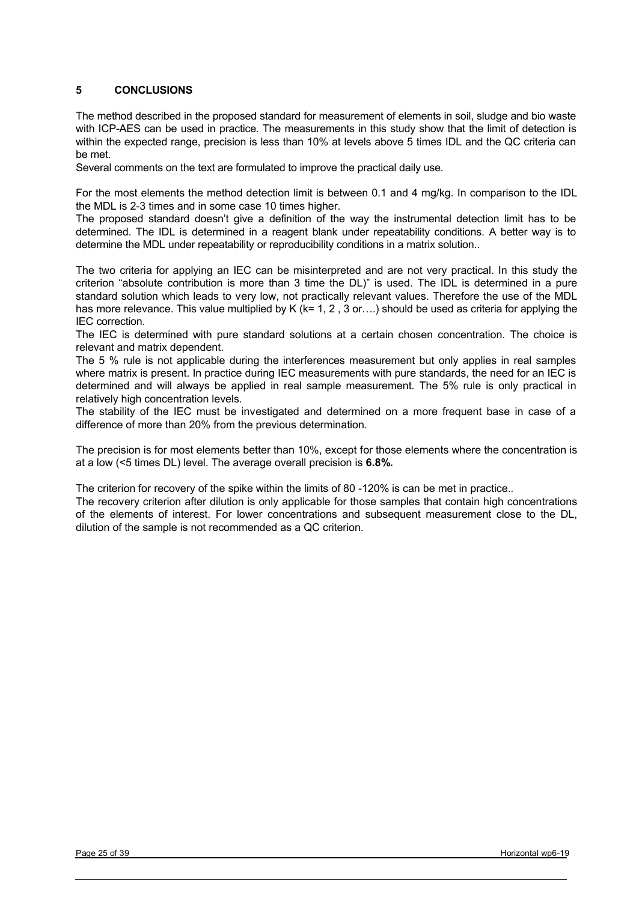## 5 CONCLUSIONS

The method described in the proposed standard for measurement of elements in soil, sludge and bio waste with ICP-AES can be used in practice. The measurements in this study show that the limit of detection is within the expected range, precision is less than 10% at levels above 5 times IDL and the QC criteria can be met.

Several comments on the text are formulated to improve the practical daily use.

For the most elements the method detection limit is between 0.1 and 4 mg/kg. In comparison to the IDL the MDL is 2-3 times and in some case 10 times higher.

The proposed standard doesn't give a definition of the way the instrumental detection limit has to be determined. The IDL is determined in a reagent blank under repeatability conditions. A better way is to determine the MDL under repeatability or reproducibility conditions in a matrix solution..

The two criteria for applying an IEC can be misinterpreted and are not very practical. In this study the criterion "absolute contribution is more than 3 time the DL)" is used. The IDL is determined in a pure standard solution which leads to very low, not practically relevant values. Therefore the use of the MDL has more relevance. This value multiplied by K (k= 1, 2 , 3 or….) should be used as criteria for applying the IEC correction.

The IEC is determined with pure standard solutions at a certain chosen concentration. The choice is relevant and matrix dependent.

The 5 % rule is not applicable during the interferences measurement but only applies in real samples where matrix is present. In practice during IEC measurements with pure standards, the need for an IEC is determined and will always be applied in real sample measurement. The 5% rule is only practical in relatively high concentration levels.

The stability of the IEC must be investigated and determined on a more frequent base in case of a difference of more than 20% from the previous determination.

The precision is for most elements better than 10%, except for those elements where the concentration is at a low (<5 times DL) level. The average overall precision is **6.8%.**

The criterion for recovery of the spike within the limits of 80 -120% is can be met in practice..

The recovery criterion after dilution is only applicable for those samples that contain high concentrations of the elements of interest. For lower concentrations and subsequent measurement close to the DL, dilution of the sample is not recommended as a QC criterion.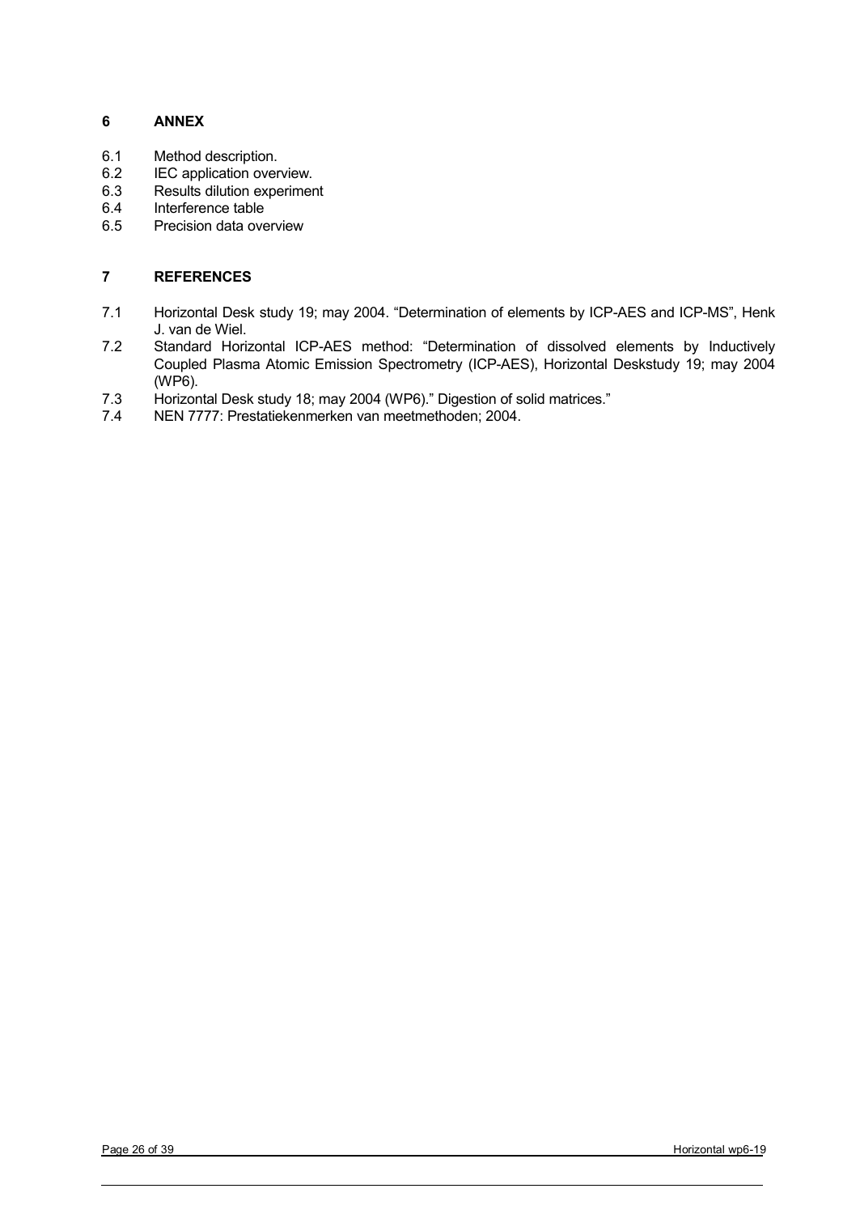## 6 ANNEX

6.1 Method description.
6.2 IEC application overview.
6.3 Results dilution experiment
6.4 Interference table
6.5 Precision data overview

## 7 REFERENCES

7.1 Horizontal Desk study 19; may 2004. “Determination of elements by ICP-AES and ICP-MS”, Henk J. van de Wiel.
7.2 Standard Horizontal ICP-AES method: “Determination of dissolved elements by Inductively Coupled Plasma Atomic Emission Spectrometry (ICP-AES), Horizontal Deskstudy 19; may 2004 (WP6).
7.3 Horizontal Desk study 18; may 2004 (WP6).” Digestion of solid matrices.”
7.4 NEN 7777: Prestatiekenmerken van meetmethoden; 2004.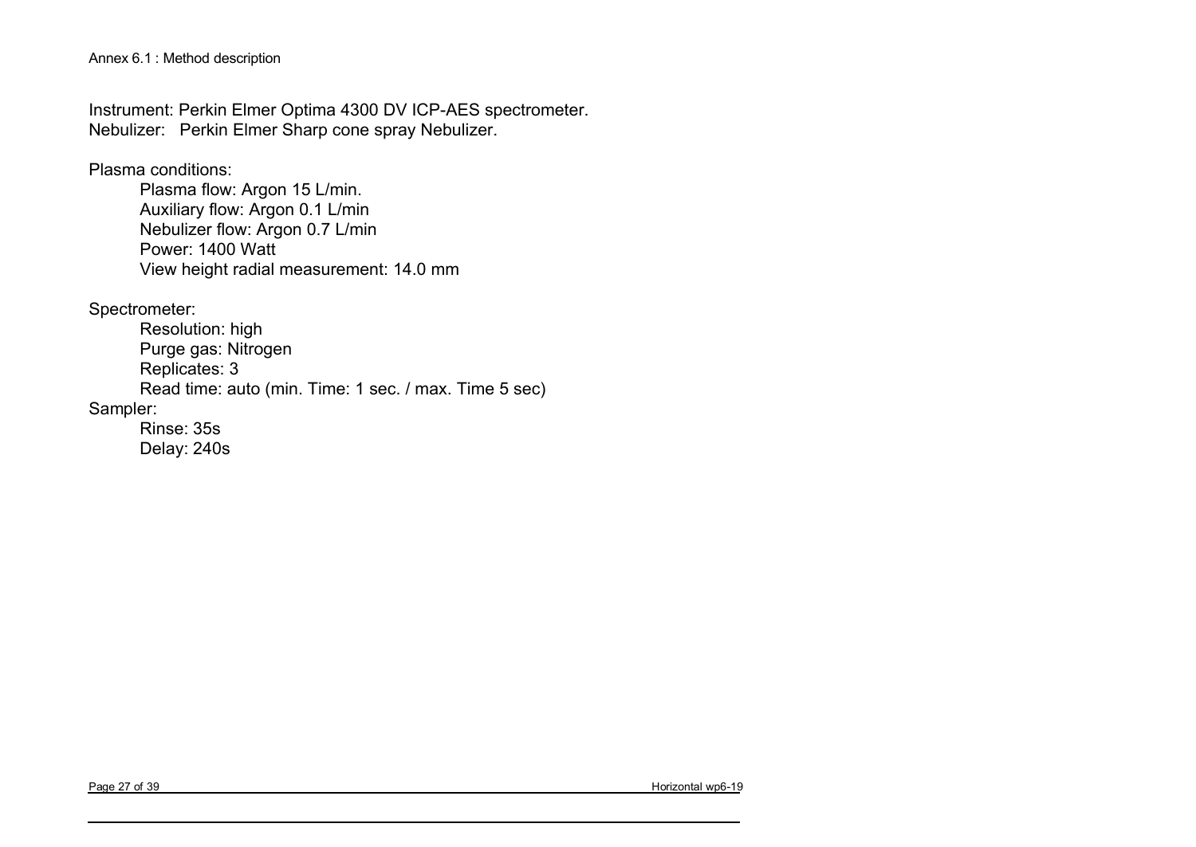Annex 6.1 : Method description

Instrument: Perkin Elmer Optima 4300 DV ICP-AES spectrometer.
Nebulizer: Perkin Elmer Sharp cone spray Nebulizer.

Plasma conditions:

- Plasma flow: Argon 15 L/min.
- Auxiliary flow: Argon 0.1 L/min
- Nebulizer flow: Argon 0.7 L/min
- Power: 1400 Watt
- View height radial measurement: 14.0 mm

Spectrometer:

- Resolution: high
- Purge gas: Nitrogen
- Replicates: 3
- Read time: auto (min. Time: 1 sec. / max. Time 5 sec)

Sampler:

- Rinse: 35s
- Delay: 240s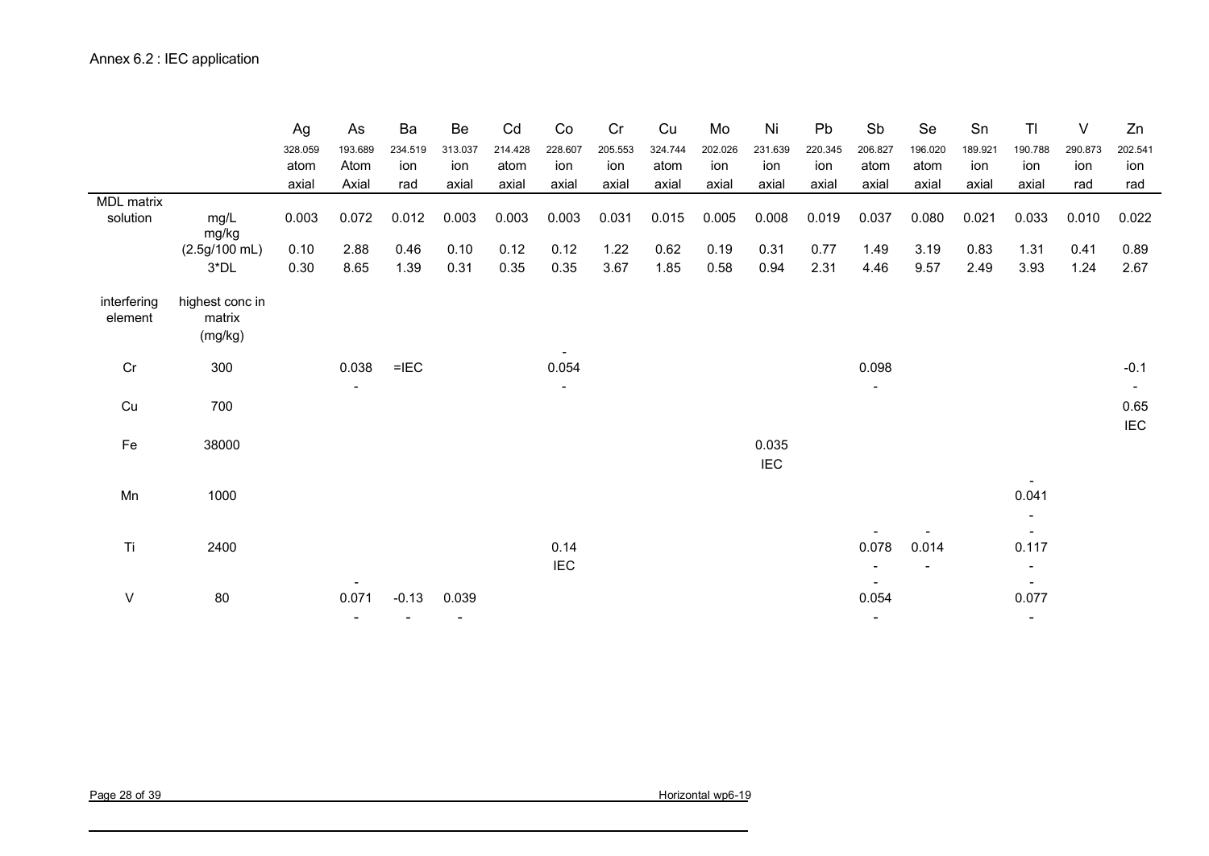Annex 6.2 : IEC application

| | | Ag | As | Ba | Be | Cd | Co | Cr | Cu | Mo | Ni | Pb | Sb | Se | Sn | Tl | V | Zn |
|---|---|---|---|---|---|---|---|---|---|---|---|---|---|---|---|---|---|---|
| | | 328.059 | 193.689 | 234.519 | 313.037 | 214.428 | 228.607 | 205.553 | 324.744 | 202.026 | 231.639 | 220.345 | 206.827 | 196.020 | 189.921 | 190.788 | 290.873 | 202.541 |
| | | atom | Atom | ion | ion | atom | ion | ion | atom | ion | ion | ion | atom | atom | ion | ion | ion | ion |
| | | axial | Axial | rad | axial | axial | axial | axial | axial | axial | axial | axial | axial | axial | axial | axial | rad | rad |
| MDL matrix solution | mg/L | 0.003 | 0.072 | 0.012 | 0.003 | 0.003 | 0.003 | 0.031 | 0.015 | 0.005 | 0.008 | 0.019 | 0.037 | 0.080 | 0.021 | 0.033 | 0.010 | 0.022 |
| | mg/kg (2.5g/100 mL) | 0.10 | 2.88 | 0.46 | 0.10 | 0.12 | 0.12 | 1.22 | 0.62 | 0.19 | 0.31 | 0.77 | 1.49 | 3.19 | 0.83 | 1.31 | 0.41 | 0.89 |
| | 3*DL | 0.30 | 8.65 | 1.39 | 0.31 | 0.35 | 0.35 | 3.67 | 1.85 | 0.58 | 0.94 | 2.31 | 4.46 | 9.57 | 2.49 | 3.93 | 1.24 | 2.67 |
| interfering element | highest conc in matrix (mg/kg) | | | | | | | | | | | | | | | | | |
| Cr | 300 | | 0.038 - | =IEC | | | - 0.054 - | | | | | | 0.098 - | | | | | -0.1 - |
| Cu | 700 | | | | | | | | | | | | | | | | | 0.65 IEC |
| Fe | 38000 | | | | | | | | | | 0.035 IEC | | | | | | | |
| Mn | 1000 | | | | | | | | | | | | | | | - 0.041 - | | |
| Ti | 2400 | | | | | | 0.14 IEC | | | | | | - 0.078 - | - 0.014 - | | - 0.117 - | | |
| V | 80 | | - 0.071 - | -0.13 - | 0.039 - | | | | | | | | - 0.054 - | | | - 0.077 - | | |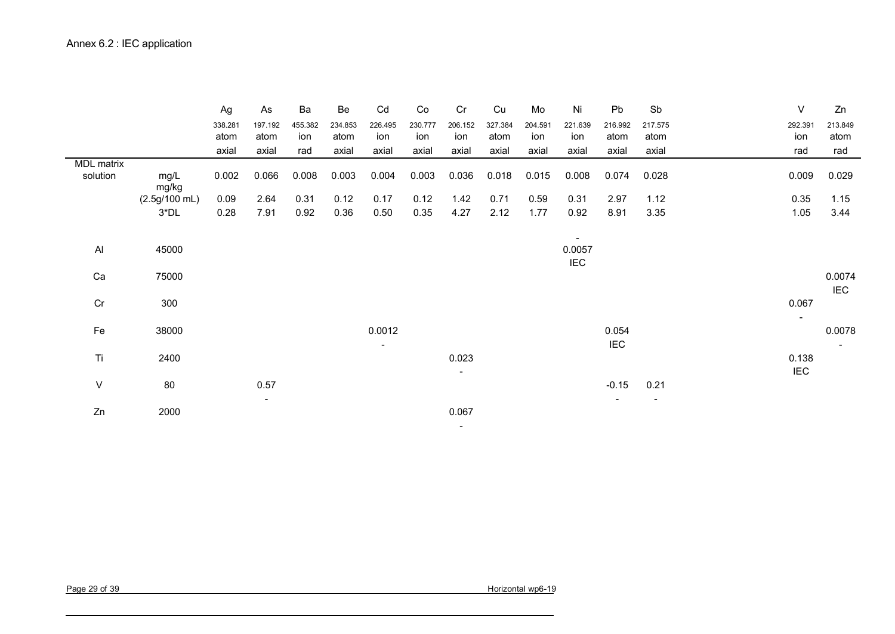Annex 6.2 : IEC application

| | | Ag | As | Ba | Be | Cd | Co | Cr | Cu | Mo | Ni | Pb | Sb | V | Zn |
|---|---|---|---|---|---|---|---|---|---|---|---|---|---|---|---|
| | | 338.281 | 197.192 | 455.382 | 234.853 | 226.495 | 230.777 | 206.152 | 327.384 | 204.591 | 221.639 | 216.992 | 217.575 | 292.391 | 213.849 |
| | | atom | atom | ion | atom | ion | ion | ion | atom | ion | ion | atom | atom | ion | atom |
| | | axial | axial | rad | axial | axial | axial | axial | axial | axial | axial | axial | axial | rad | rad |
| MDL matrix solution | mg/L | 0.002 | 0.066 | 0.008 | 0.003 | 0.004 | 0.003 | 0.036 | 0.018 | 0.015 | 0.008 | 0.074 | 0.028 | 0.009 | 0.029 |
| | mg/kg (2.5g/100 mL) | 0.09 | 2.64 | 0.31 | 0.12 | 0.17 | 0.12 | 1.42 | 0.71 | 0.59 | 0.31 | 2.97 | 1.12 | 0.35 | 1.15 |
| | 3*DL | 0.28 | 7.91 | 0.92 | 0.36 | 0.50 | 0.35 | 4.27 | 2.12 | 1.77 | 0.92 | 8.91 | 3.35 | 1.05 | 3.44 |
| Al | 45000 | | | | | | | | | | -0.0057 IEC | | | | |
| Ca | 75000 | | | | | | | | | | | | | | 0.0074 IEC |
| Cr | 300 | | | | | | | | | | | | | 0.067 - | |
| Fe | 38000 | | | | | 0.0012 - | | | | | | 0.054 IEC | | | 0.0078 - |
| Ti | 2400 | | | | | | | 0.023 - | | | | | | 0.138 IEC | |
| V | 80 | | 0.57 - | | | | | | | | | -0.15 - | 0.21 - | | |
| Zn | 2000 | | | | | | | 0.067 - | | | | | | | |

Horizontal wp6-19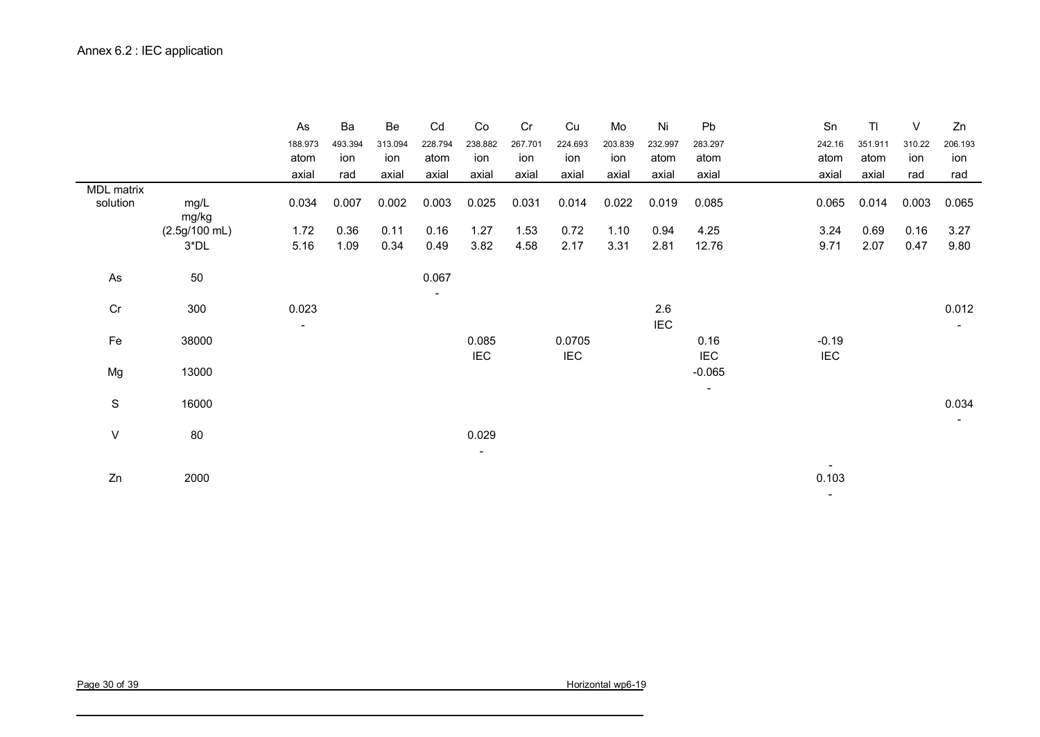Annex 6.2 : IEC application

| | | As | Ba | Be | Cd | Co | Cr | Cu | Mo | Ni | Pb | Sn | Tl | V | Zn |
|---|---|---|---|---|---|---|---|---|---|---|---|---|---|---|---|
| | | 188.973 | 493.394 | 313.094 | 228.794 | 238.882 | 267.701 | 224.693 | 203.839 | 232.997 | 283.297 | 242.16 | 351.911 | 310.22 | 206.193 |
| | | atom | ion | ion | atom | ion | ion | ion | ion | atom | atom | atom | atom | ion | ion |
| | | axial | rad | axial | axial | axial | axial | axial | axial | axial | axial | axial | axial | rad | rad |
| MDL matrix solution | mg/L | 0.034 | 0.007 | 0.002 | 0.003 | 0.025 | 0.031 | 0.014 | 0.022 | 0.019 | 0.085 | 0.065 | 0.014 | 0.003 | 0.065 |
| | mg/kg (2.5g/100 mL) | 1.72 | 0.36 | 0.11 | 0.16 | 1.27 | 1.53 | 0.72 | 1.10 | 0.94 | 4.25 | 3.24 | 0.69 | 0.16 | 3.27 |
| | 3*DL | 5.16 | 1.09 | 0.34 | 0.49 | 3.82 | 4.58 | 2.17 | 3.31 | 2.81 | 12.76 | 9.71 | 2.07 | 0.47 | 9.80 |
| As | 50 | | | | 0.067 | | | | | | | | | | |
| | | | | | - | | | | | | | | | | |
| Cr | 300 | 0.023 | | | | | | | | 2.6 | | | | | 0.012 |
| | | - | | | | | | | | IEC | | | | | - |
| Fe | 38000 | | | | | 0.085 | | 0.0705 | | | 0.16 | -0.19 | | | |
| | | | | | | IEC | | IEC | | | IEC | IEC | | | |
| Mg | 13000 | | | | | | | | | | -0.065 | | | | |
| | | | | | | | | | | | - | | | | |
| S | 16000 | | | | | | | | | | | | | | 0.034 |
| | | | | | | | | | | | | | | | - |
| V | 80 | | | | | 0.029 | | | | | | | | | |
| | | | | | | - | | | | | | | | | |
| Zn | 2000 | | | | | | | | | | | - 0.103 | | | |
| | | | | | | | | | | | | - | | | |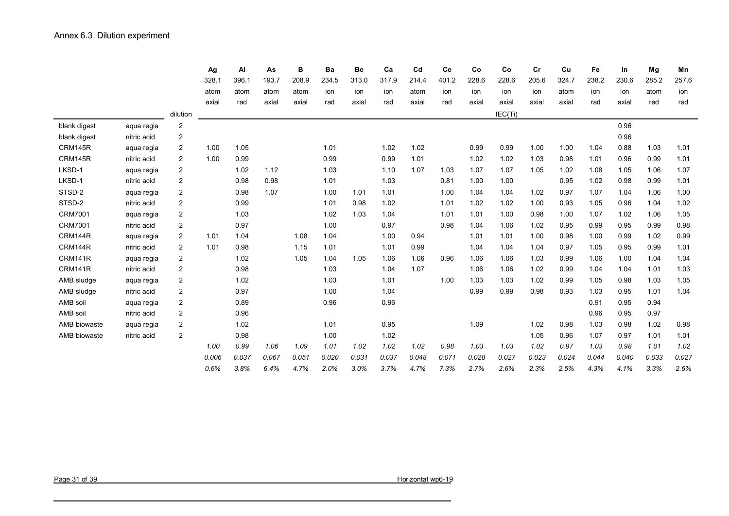Annex 6.3 Dilution experiment

| | | | Ag | Al | As | B | Ba | Be | Ca | Cd | Ce | Co | Co | Cr | Cu | Fe | In | Mg | Mn |
|---|---|---|---|---|---|---|---|---|---|---|---|---|---|---|---|---|---|---|---|
| | | | 328.1 | 396.1 | 193.7 | 208.9 | 234.5 | 313.0 | 317.9 | 214.4 | 401.2 | 228.6 | 228.6 | 205.6 | 324.7 | 238.2 | 230.6 | 285.2 | 257.6 |
| | | | atom | atom | atom | atom | ion | ion | ion | atom | ion | ion | ion | ion | atom | ion | ion | atom | ion |
| | | | axial | rad | axial | axial | rad | axial | rad | axial | rad | axial | axial | axial | axial | rad | axial | rad | rad |
| | | dilution | | | | | | | | | | | IEC(Ti) | | | | | | |
| blank digest | aqua regia | 2 | | | | | | | | | | | | | | | 0.96 | | |
| blank digest | nitric acid | 2 | | | | | | | | | | | | | | | 0.96 | | |
| CRM145R | aqua regia | 2 | 1.00 | 1.05 | | | 1.01 | | 1.02 | 1.02 | | 0.99 | 0.99 | 1.00 | 1.00 | 1.04 | 0.88 | 1.03 | 1.01 |
| CRM145R | nitric acid | 2 | 1.00 | 0.99 | | | 0.99 | | 0.99 | 1.01 | | 1.02 | 1.02 | 1.03 | 0.98 | 1.01 | 0.96 | 0.99 | 1.01 |
| LKSD-1 | aqua regia | 2 | | 1.02 | 1.12 | | 1.03 | | 1.10 | 1.07 | 1.03 | 1.07 | 1.07 | 1.05 | 1.02 | 1.08 | 1.05 | 1.06 | 1.07 |
| LKSD-1 | nitric acid | 2 | | 0.98 | 0.98 | | 1.01 | | 1.03 | | 0.81 | 1.00 | 1.00 | | 0.95 | 1.02 | 0.98 | 0.99 | 1.01 |
| STSD-2 | aqua regia | 2 | | 0.98 | 1.07 | | 1.00 | 1.01 | 1.01 | | 1.00 | 1.04 | 1.04 | 1.02 | 0.97 | 1.07 | 1.04 | 1.06 | 1.00 |
| STSD-2 | nitric acid | 2 | | 0.99 | | | 1.01 | 0.98 | 1.02 | | 1.01 | 1.02 | 1.02 | 1.00 | 0.93 | 1.05 | 0.96 | 1.04 | 1.02 |
| CRM7001 | aqua regia | 2 | | 1.03 | | | 1.02 | 1.03 | 1.04 | | 1.01 | 1.01 | 1.00 | 0.98 | 1.00 | 1.07 | 1.02 | 1.06 | 1.05 |
| CRM7001 | nitric acid | 2 | | 0.97 | | | 1.00 | | 0.97 | | 0.98 | 1.04 | 1.06 | 1.02 | 0.95 | 0.99 | 0.95 | 0.99 | 0.98 |
| CRM144R | aqua regia | 2 | 1.01 | 1.04 | | 1.08 | 1.04 | | 1.00 | 0.94 | | 1.01 | 1.01 | 1.00 | 0.98 | 1.00 | 0.99 | 1.02 | 0.99 |
| CRM144R | nitric acid | 2 | 1.01 | 0.98 | | 1.15 | 1.01 | | 1.01 | 0.99 | | 1.04 | 1.04 | 1.04 | 0.97 | 1.05 | 0.95 | 0.99 | 1.01 |
| CRM141R | aqua regia | 2 | | 1.02 | | 1.05 | 1.04 | 1.05 | 1.06 | 1.06 | 0.96 | 1.06 | 1.06 | 1.03 | 0.99 | 1.06 | 1.00 | 1.04 | 1.04 |
| CRM141R | nitric acid | 2 | | 0.98 | | | 1.03 | | 1.04 | 1.07 | | 1.06 | 1.06 | 1.02 | 0.99 | 1.04 | 1.04 | 1.01 | 1.03 |
| AMB sludge | aqua regia | 2 | | 1.02 | | | 1.03 | | 1.01 | | 1.00 | 1.03 | 1.03 | 1.02 | 0.99 | 1.05 | 0.98 | 1.03 | 1.05 |
| AMB sludge | nitric acid | 2 | | 0.97 | | | 1.00 | | 1.04 | | | 0.99 | 0.99 | 0.98 | 0.93 | 1.03 | 0.95 | 1.01 | 1.04 |
| AMB soil | aqua regia | 2 | | 0.89 | | | 0.96 | | 0.96 | | | | | | | 0.91 | 0.95 | 0.94 | |
| AMB soil | nitric acid | 2 | | 0.96 | | | | | | | | | | | | 0.96 | 0.95 | 0.97 | |
| AMB biowaste | aqua regia | 2 | | 1.02 | | | 1.01 | | 0.95 | | | 1.09 | | 1.02 | 0.98 | 1.03 | 0.98 | 1.02 | 0.98 |
| AMB biowaste | nitric acid | 2 | | 0.98 | | | 1.00 | | 1.02 | | | | | 1.05 | 0.96 | 1.07 | 0.97 | 1.01 | 1.01 |
| | | | *1.00* | *0.99* | *1.06* | *1.09* | *1.01* | *1.02* | *1.02* | *1.02* | *0.98* | *1.03* | *1.03* | *1.02* | *0.97* | *1.03* | *0.98* | *1.01* | *1.02* |
| | | | *0.006* | *0.037* | *0.067* | *0.051* | *0.020* | *0.031* | *0.037* | *0.048* | *0.071* | *0.028* | *0.027* | *0.023* | *0.024* | *0.044* | *0.040* | *0.033* | *0.027* |
| | | | *0.6%* | *3.8%* | *6.4%* | *4.7%* | *2.0%* | *3.0%* | *3.7%* | *4.7%* | *7.3%* | *2.7%* | *2.6%* | *2.3%* | *2.5%* | *4.3%* | *4.1%* | *3.3%* | *2.6%* |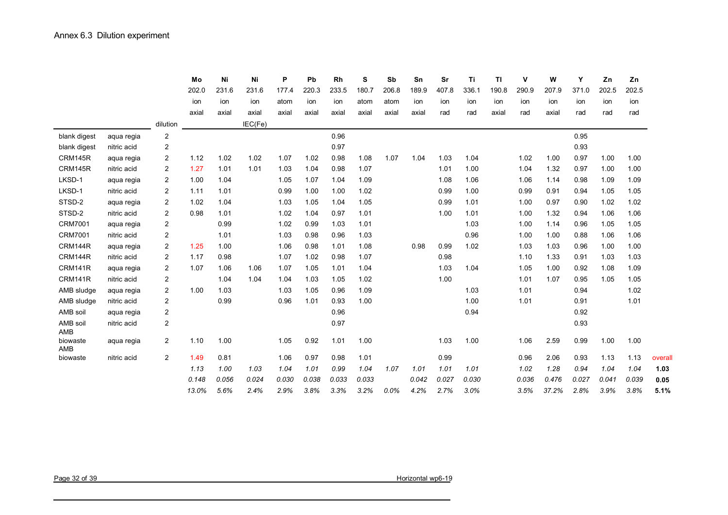## Annex 6.3 Dilution experiment

| | | | Mo | Ni | Ni | P | Pb | Rh | S | Sb | Sn | Sr | Ti | Tl | V | W | Y | Zn | Zn | |
|---|---|---|---|---|---|---|---|---|---|---|---|---|---|---|---|---|---|---|---|---|
| | | | 202.0 | 231.6 | 231.6 | 177.4 | 220.3 | 233.5 | 180.7 | 206.8 | 189.9 | 407.8 | 336.1 | 190.8 | 290.9 | 207.9 | 371.0 | 202.5 | 202.5 | |
| | | | ion | ion | ion | atom | ion | ion | atom | atom | ion | ion | ion | ion | ion | ion | ion | ion | ion | |
| | | | axial | axial | axial | axial | axial | axial | axial | axial | axial | rad | rad | axial | rad | axial | rad | rad | rad | |
| | | dilution | | | IEC(Fe) | | | | | | | | | | | | | | | |
| blank digest | aqua regia | 2 | | | | | | 0.96 | | | | | | | | | 0.95 | | | |
| blank digest | nitric acid | 2 | | | | | | 0.97 | | | | | | | | | 0.93 | | | |
| CRM145R | aqua regia | 2 | 1.12 | 1.02 | 1.02 | 1.07 | 1.02 | 0.98 | 1.08 | 1.07 | 1.04 | 1.03 | 1.04 | | 1.02 | 1.00 | 0.97 | 1.00 | 1.00 | |
| CRM145R | nitric acid | 2 | 1.27 | 1.01 | 1.01 | 1.03 | 1.04 | 0.98 | 1.07 | | | 1.01 | 1.00 | | 1.04 | 1.32 | 0.97 | 1.00 | 1.00 | |
| LKSD-1 | aqua regia | 2 | 1.00 | 1.04 | | 1.05 | 1.07 | 1.04 | 1.09 | | | 1.08 | 1.06 | | 1.06 | 1.14 | 0.98 | 1.09 | 1.09 | |
| LKSD-1 | nitric acid | 2 | 1.11 | 1.01 | | 0.99 | 1.00 | 1.00 | 1.02 | | | 0.99 | 1.00 | | 0.99 | 0.91 | 0.94 | 1.05 | 1.05 | |
| STSD-2 | aqua regia | 2 | 1.02 | 1.04 | | 1.03 | 1.05 | 1.04 | 1.05 | | | 0.99 | 1.01 | | 1.00 | 0.97 | 0.90 | 1.02 | 1.02 | |
| STSD-2 | nitric acid | 2 | 0.98 | 1.01 | | 1.02 | 1.04 | 0.97 | 1.01 | | | 1.00 | 1.01 | | 1.00 | 1.32 | 0.94 | 1.06 | 1.06 | |
| CRM7001 | aqua regia | 2 | | 0.99 | | 1.02 | 0.99 | 1.03 | 1.01 | | | | 1.03 | | 1.00 | 1.14 | 0.96 | 1.05 | 1.05 | |
| CRM7001 | nitric acid | 2 | | 1.01 | | 1.03 | 0.98 | 0.96 | 1.03 | | | | 0.96 | | 1.00 | 1.00 | 0.88 | 1.06 | 1.06 | |
| CRM144R | aqua regia | 2 | 1.25 | 1.00 | | 1.06 | 0.98 | 1.01 | 1.08 | | 0.98 | 0.99 | 1.02 | | 1.03 | 1.03 | 0.96 | 1.00 | 1.00 | |
| CRM144R | nitric acid | 2 | 1.17 | 0.98 | | 1.07 | 1.02 | 0.98 | 1.07 | | | 0.98 | | | 1.10 | 1.33 | 0.91 | 1.03 | 1.03 | |
| CRM141R | aqua regia | 2 | 1.07 | 1.06 | 1.06 | 1.07 | 1.05 | 1.01 | 1.04 | | | 1.03 | 1.04 | | 1.05 | 1.00 | 0.92 | 1.08 | 1.09 | |
| CRM141R | nitric acid | 2 | | 1.04 | 1.04 | 1.04 | 1.03 | 1.05 | 1.02 | | | 1.00 | | | 1.01 | 1.07 | 0.95 | 1.05 | 1.05 | |
| AMB sludge | aqua regia | 2 | 1.00 | 1.03 | | 1.03 | 1.05 | 0.96 | 1.09 | | | | 1.03 | | 1.01 | | 0.94 | | 1.02 | |
| AMB sludge | nitric acid | 2 | | 0.99 | | 0.96 | 1.01 | 0.93 | 1.00 | | | | 1.00 | | 1.01 | | 0.91 | | 1.01 | |
| AMB soil | aqua regia | 2 | | | | | | 0.96 | | | | | 0.94 | | | | 0.92 | | | |
| AMB soil | nitric acid | 2 | | | | | | 0.97 | | | | | | | | | 0.93 | | | |
| AMB biowaste | aqua regia | 2 | 1.10 | 1.00 | | 1.05 | 0.92 | 1.01 | 1.00 | | | 1.03 | 1.00 | | 1.06 | 2.59 | 0.99 | 1.00 | 1.00 | |
| AMB biowaste | nitric acid | 2 | 1.49 | 0.81 | | 1.06 | 0.97 | 0.98 | 1.01 | | | 0.99 | | | 0.96 | 2.06 | 0.93 | 1.13 | 1.13 | overall |
| | | | *1.13* | *1.00* | *1.03* | *1.04* | *1.01* | *0.99* | *1.04* | *1.07* | *1.01* | *1.01* | *1.01* | | *1.02* | *1.28* | *0.94* | *1.04* | *1.04* | **1.03** |
| | | | *0.148* | *0.056* | *0.024* | *0.030* | *0.038* | *0.033* | *0.033* | | *0.042* | *0.027* | *0.030* | | *0.036* | *0.476* | *0.027* | *0.041* | *0.039* | **0.05** |
| | | | *13.0%* | *5.6%* | *2.4%* | *2.9%* | *3.8%* | *3.3%* | *3.2%* | *0.0%* | *4.2%* | *2.7%* | *3.0%* | | *3.5%* | *37.2%* | *2.8%* | *3.9%* | *3.8%* | **5.1%** |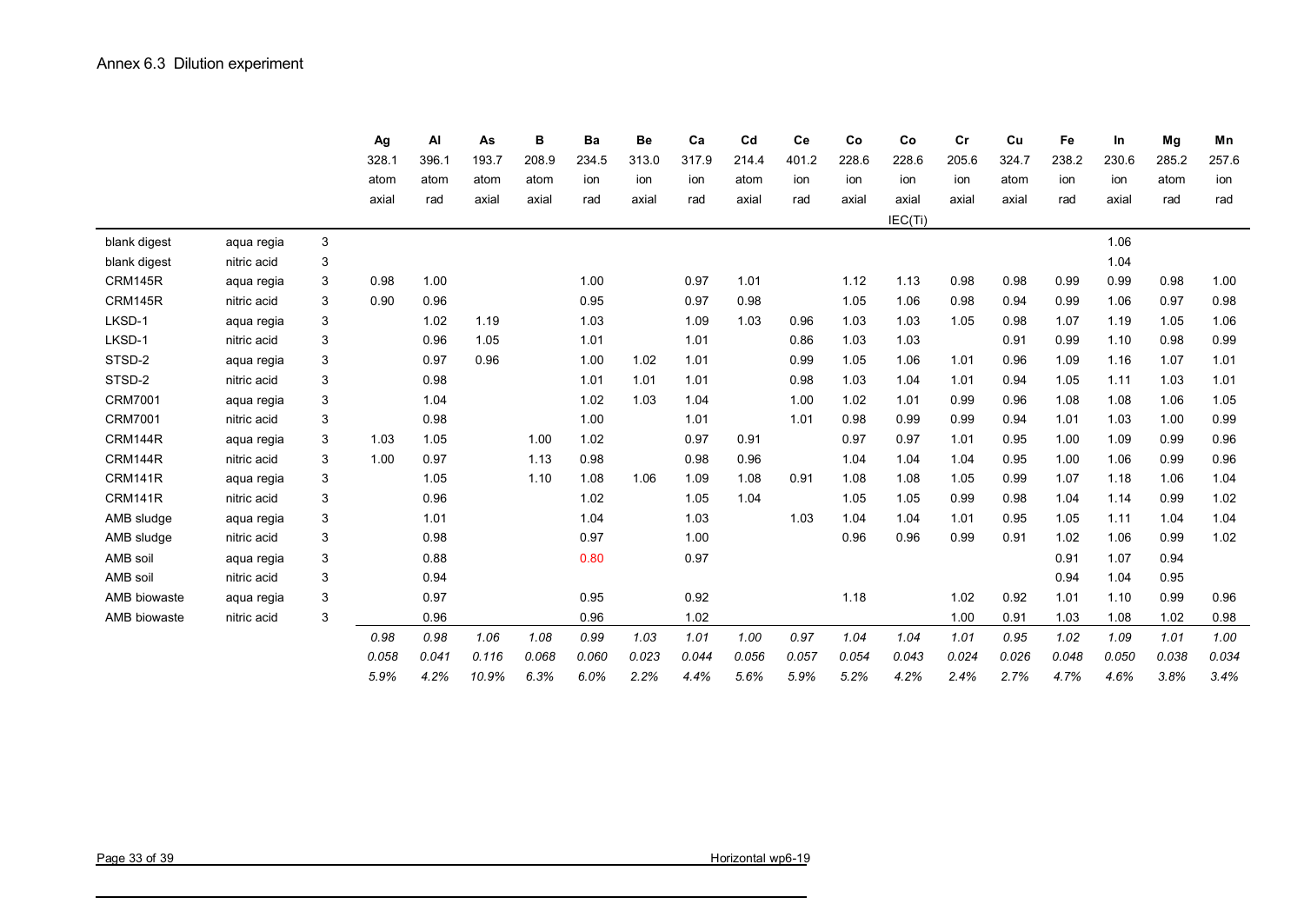## Annex 6.3 Dilution experiment

| | | | Ag | Al | As | B | Ba | Be | Ca | Cd | Ce | Co | Co | Cr | Cu | Fe | In | Mg | Mn |
|---|---|---|---|---|---|---|---|---|---|---|---|---|---|---|---|---|---|---|---|
| | | | 328.1 | 396.1 | 193.7 | 208.9 | 234.5 | 313.0 | 317.9 | 214.4 | 401.2 | 228.6 | 228.6 | 205.6 | 324.7 | 238.2 | 230.6 | 285.2 | 257.6 |
| | | | atom | atom | atom | atom | ion | ion | ion | atom | ion | ion | ion | ion | atom | ion | ion | atom | ion |
| | | | axial | rad | axial | axial | rad | axial | rad | axial | rad | axial | axial | axial | axial | rad | axial | rad | rad |
| | | | | | | | | | | | | | IEC(Ti) | | | | | | |
| blank digest | aqua regia | 3 | | | | | | | | | | | | | | | 1.06 | | |
| blank digest | nitric acid | 3 | | | | | | | | | | | | | | | 1.04 | | |
| CRM145R | aqua regia | 3 | 0.98 | 1.00 | | | 1.00 | | 0.97 | 1.01 | | 1.12 | 1.13 | 0.98 | 0.98 | 0.99 | 0.99 | 0.98 | 1.00 |
| CRM145R | nitric acid | 3 | 0.90 | 0.96 | | | 0.95 | | 0.97 | 0.98 | | 1.05 | 1.06 | 0.98 | 0.94 | 0.99 | 1.06 | 0.97 | 0.98 |
| LKSD-1 | aqua regia | 3 | | 1.02 | 1.19 | | 1.03 | | 1.09 | 1.03 | 0.96 | 1.03 | 1.03 | 1.05 | 0.98 | 1.07 | 1.19 | 1.05 | 1.06 |
| LKSD-1 | nitric acid | 3 | | 0.96 | 1.05 | | 1.01 | | 1.01 | | 0.86 | 1.03 | 1.03 | | 0.91 | 0.99 | 1.10 | 0.98 | 0.99 |
| STSD-2 | aqua regia | 3 | | 0.97 | 0.96 | | 1.00 | 1.02 | 1.01 | | 0.99 | 1.05 | 1.06 | 1.01 | 0.96 | 1.09 | 1.16 | 1.07 | 1.01 |
| STSD-2 | nitric acid | 3 | | 0.98 | | | 1.01 | 1.01 | 1.01 | | 0.98 | 1.03 | 1.04 | 1.01 | 0.94 | 1.05 | 1.11 | 1.03 | 1.01 |
| CRM7001 | aqua regia | 3 | | 1.04 | | | 1.02 | 1.03 | 1.04 | | 1.00 | 1.02 | 1.01 | 0.99 | 0.96 | 1.08 | 1.08 | 1.06 | 1.05 |
| CRM7001 | nitric acid | 3 | | 0.98 | | | 1.00 | | 1.01 | | 1.01 | 0.98 | 0.99 | 0.99 | 0.94 | 1.01 | 1.03 | 1.00 | 0.99 |
| CRM144R | aqua regia | 3 | 1.03 | 1.05 | | 1.00 | 1.02 | | 0.97 | 0.91 | | 0.97 | 0.97 | 1.01 | 0.95 | 1.00 | 1.09 | 0.99 | 0.96 |
| CRM144R | nitric acid | 3 | 1.00 | 0.97 | | 1.13 | 0.98 | | 0.98 | 0.96 | | 1.04 | 1.04 | 1.04 | 0.95 | 1.00 | 1.06 | 0.99 | 0.96 |
| CRM141R | aqua regia | 3 | | 1.05 | | 1.10 | 1.08 | 1.06 | 1.09 | 1.08 | 0.91 | 1.08 | 1.08 | 1.05 | 0.99 | 1.07 | 1.18 | 1.06 | 1.04 |
| CRM141R | nitric acid | 3 | | 0.96 | | | 1.02 | | 1.05 | 1.04 | | 1.05 | 1.05 | 0.99 | 0.98 | 1.04 | 1.14 | 0.99 | 1.02 |
| AMB sludge | aqua regia | 3 | | 1.01 | | | 1.04 | | 1.03 | | 1.03 | 1.04 | 1.04 | 1.01 | 0.95 | 1.05 | 1.11 | 1.04 | 1.04 |
| AMB sludge | nitric acid | 3 | | 0.98 | | | 0.97 | | 1.00 | | | 0.96 | 0.96 | 0.99 | 0.91 | 1.02 | 1.06 | 0.99 | 1.02 |
| AMB soil | aqua regia | 3 | | 0.88 | | | 0.80 | | 0.97 | | | | | | | 0.91 | 1.07 | 0.94 | |
| AMB soil | nitric acid | 3 | | 0.94 | | | | | | | | | | | | 0.94 | 1.04 | 0.95 | |
| AMB biowaste | aqua regia | 3 | | 0.97 | | | 0.95 | | 0.92 | | | 1.18 | | 1.02 | 0.92 | 1.01 | 1.10 | 0.99 | 0.96 |
| AMB biowaste | nitric acid | 3 | | 0.96 | | | 0.96 | | 1.02 | | | | | 1.00 | 0.91 | 1.03 | 1.08 | 1.02 | 0.98 |
| | | | *0.98* | *0.98* | *1.06* | *1.08* | *0.99* | *1.03* | *1.01* | *1.00* | *0.97* | *1.04* | *1.04* | *1.01* | *0.95* | *1.02* | *1.09* | *1.01* | *1.00* |
| | | | *0.058* | *0.041* | *0.116* | *0.068* | *0.060* | *0.023* | *0.044* | *0.056* | *0.057* | *0.054* | *0.043* | *0.024* | *0.026* | *0.048* | *0.050* | *0.038* | *0.034* |
| | | | *5.9%* | *4.2%* | *10.9%* | *6.3%* | *6.0%* | *2.2%* | *4.4%* | *5.6%* | *5.9%* | *5.2%* | *4.2%* | *2.4%* | *2.7%* | *4.7%* | *4.6%* | *3.8%* | *3.4%* |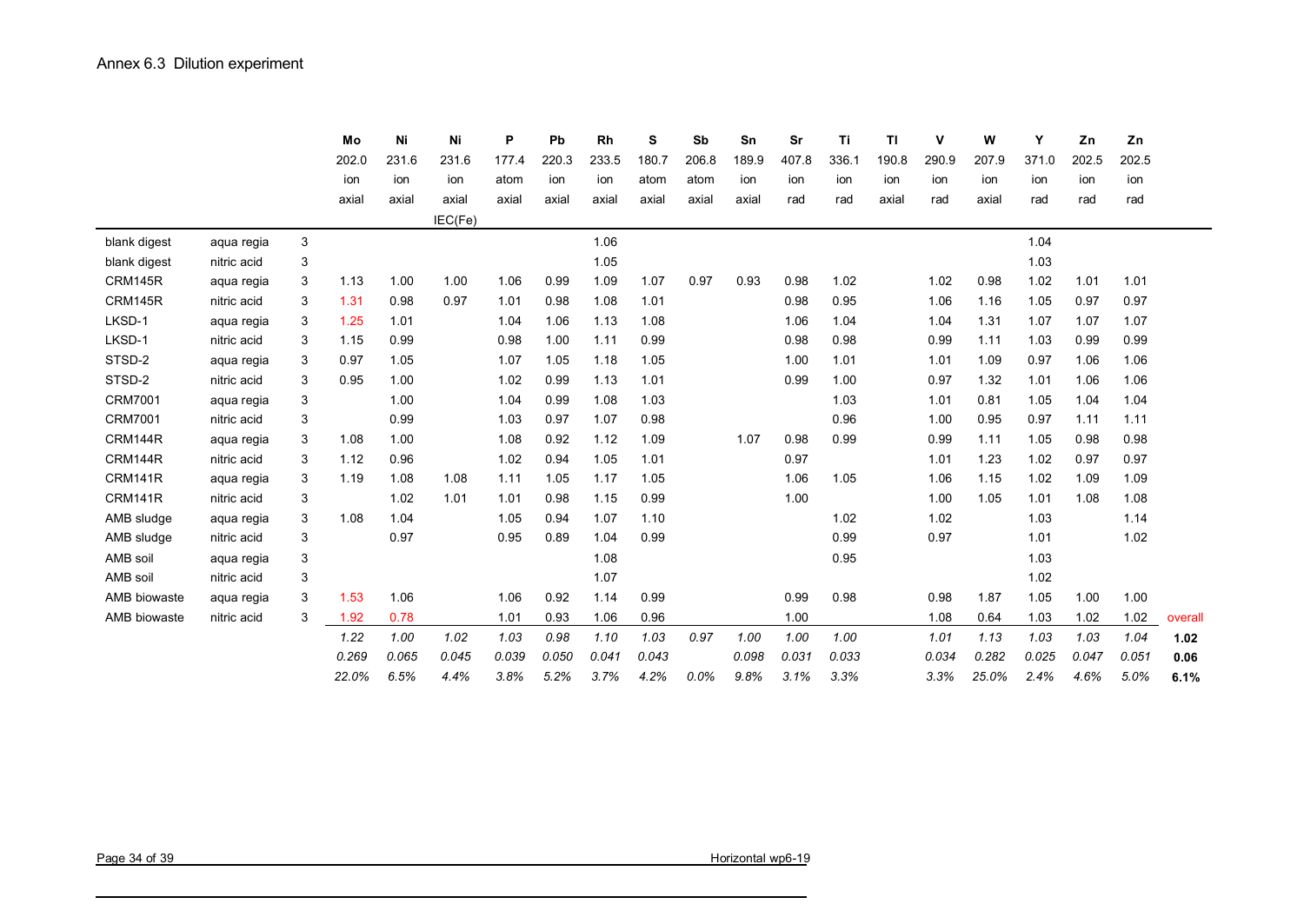# Annex 6.3 Dilution experiment

| | | | Mo | Ni | Ni | P | Pb | Rh | S | Sb | Sn | Sr | Ti | Tl | V | W | Y | Zn | Zn | |
|---|---|---|---|---|---|---|---|---|---|---|---|---|---|---|---|---|---|---|---|---|
| | | | 202.0 | 231.6 | 231.6 | 177.4 | 220.3 | 233.5 | 180.7 | 206.8 | 189.9 | 407.8 | 336.1 | 190.8 | 290.9 | 207.9 | 371.0 | 202.5 | 202.5 | |
| | | | ion | ion | ion | atom | ion | ion | atom | atom | ion | ion | ion | ion | ion | ion | ion | ion | ion | |
| | | | axial | axial | axial | axial | axial | axial | axial | axial | axial | rad | rad | axial | rad | axial | rad | rad | rad | |
| | | | | | IEC(Fe) | | | | | | | | | | | | | | | |
| blank digest | aqua regia | 3 | | | | | | 1.06 | | | | | | | | | 1.04 | | | |
| blank digest | nitric acid | 3 | | | | | | 1.05 | | | | | | | | | 1.03 | | | |
| CRM145R | aqua regia | 3 | 1.13 | 1.00 | 1.00 | 1.06 | 0.99 | 1.09 | 1.07 | 0.97 | 0.93 | 0.98 | 1.02 | | 1.02 | 0.98 | 1.02 | 1.01 | 1.01 | |
| CRM145R | nitric acid | 3 | 1.31 | 0.98 | 0.97 | 1.01 | 0.98 | 1.08 | 1.01 | | | 0.98 | 0.95 | | 1.06 | 1.16 | 1.05 | 0.97 | 0.97 | |
| LKSD-1 | aqua regia | 3 | 1.25 | 1.01 | | 1.04 | 1.06 | 1.13 | 1.08 | | | 1.06 | 1.04 | | 1.04 | 1.31 | 1.07 | 1.07 | 1.07 | |
| LKSD-1 | nitric acid | 3 | 1.15 | 0.99 | | 0.98 | 1.00 | 1.11 | 0.99 | | | 0.98 | 0.98 | | 0.99 | 1.11 | 1.03 | 0.99 | 0.99 | |
| STSD-2 | aqua regia | 3 | 0.97 | 1.05 | | 1.07 | 1.05 | 1.18 | 1.05 | | | 1.00 | 1.01 | | 1.01 | 1.09 | 0.97 | 1.06 | 1.06 | |
| STSD-2 | nitric acid | 3 | 0.95 | 1.00 | | 1.02 | 0.99 | 1.13 | 1.01 | | | 0.99 | 1.00 | | 0.97 | 1.32 | 1.01 | 1.06 | 1.06 | |
| CRM7001 | aqua regia | 3 | | 1.00 | | 1.04 | 0.99 | 1.08 | 1.03 | | | | 1.03 | | 1.01 | 0.81 | 1.05 | 1.04 | 1.04 | |
| CRM7001 | nitric acid | 3 | | 0.99 | | 1.03 | 0.97 | 1.07 | 0.98 | | | | 0.96 | | 1.00 | 0.95 | 0.97 | 1.11 | 1.11 | |
| CRM144R | aqua regia | 3 | 1.08 | 1.00 | | 1.08 | 0.92 | 1.12 | 1.09 | | 1.07 | 0.98 | 0.99 | | 0.99 | 1.11 | 1.05 | 0.98 | 0.98 | |
| CRM144R | nitric acid | 3 | 1.12 | 0.96 | | 1.02 | 0.94 | 1.05 | 1.01 | | | 0.97 | | | 1.01 | 1.23 | 1.02 | 0.97 | 0.97 | |
| CRM141R | aqua regia | 3 | 1.19 | 1.08 | 1.08 | 1.11 | 1.05 | 1.17 | 1.05 | | | 1.06 | 1.05 | | 1.06 | 1.15 | 1.02 | 1.09 | 1.09 | |
| CRM141R | nitric acid | 3 | | 1.02 | 1.01 | 1.01 | 0.98 | 1.15 | 0.99 | | | 1.00 | | | 1.00 | 1.05 | 1.01 | 1.08 | 1.08 | |
| AMB sludge | aqua regia | 3 | 1.08 | 1.04 | | 1.05 | 0.94 | 1.07 | 1.10 | | | | 1.02 | | 1.02 | | 1.03 | | 1.14 | |
| AMB sludge | nitric acid | 3 | | 0.97 | | 0.95 | 0.89 | 1.04 | 0.99 | | | | 0.99 | | 0.97 | | 1.01 | | 1.02 | |
| AMB soil | aqua regia | 3 | | | | | | 1.08 | | | | | 0.95 | | | | 1.03 | | | |
| AMB soil | nitric acid | 3 | | | | | | 1.07 | | | | | | | | | 1.02 | | | |
| AMB biowaste | aqua regia | 3 | 1.53 | 1.06 | | 1.06 | 0.92 | 1.14 | 0.99 | | | 0.99 | 0.98 | | 0.98 | 1.87 | 1.05 | 1.00 | 1.00 | |
| AMB biowaste | nitric acid | 3 | 1.92 | 0.78 | | 1.01 | 0.93 | 1.06 | 0.96 | | | 1.00 | | | 1.08 | 0.64 | 1.03 | 1.02 | 1.02 | overall |
| | | | *1.22* | *1.00* | *1.02* | *1.03* | *0.98* | *1.10* | *1.03* | *0.97* | *1.00* | *1.00* | *1.00* | | *1.01* | *1.13* | *1.03* | *1.03* | *1.04* | **1.02** |
| | | | *0.269* | *0.065* | *0.045* | *0.039* | *0.050* | *0.041* | *0.043* | | *0.098* | *0.031* | *0.033* | | *0.034* | *0.282* | *0.025* | *0.047* | *0.051* | **0.06** |
| | | | *22.0%* | *6.5%* | *4.4%* | *3.8%* | *5.2%* | *3.7%* | *4.2%* | *0.0%* | *9.8%* | *3.1%* | *3.3%* | | *3.3%* | *25.0%* | *2.4%* | *4.6%* | *5.0%* | **6.1%** |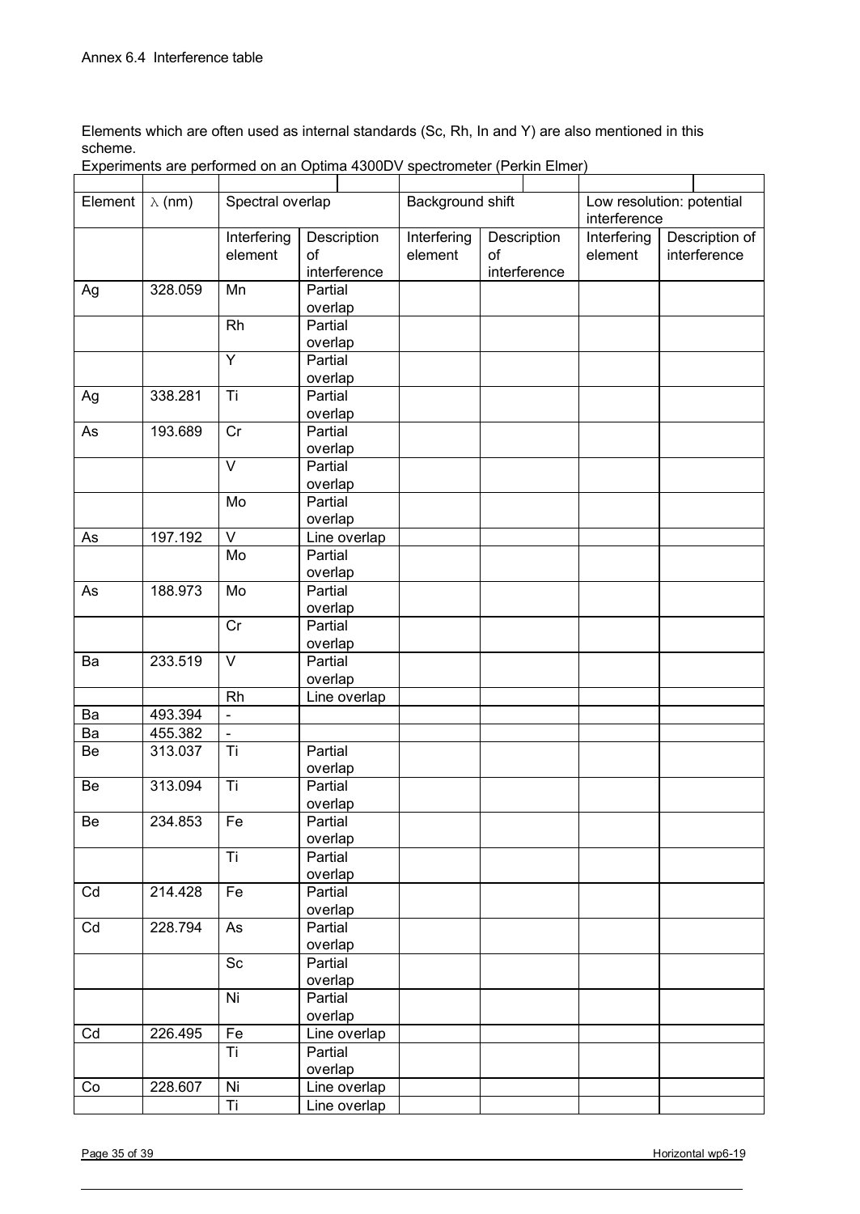Annex 6.4 Interference table

Elements which are often used as internal standards (Sc, Rh, In and Y) are also mentioned in this scheme.

Experiments are performed on an Optima 4300DV spectrometer (Perkin Elmer)

| Element | λ (nm) | Spectral overlap | | Background shift | | Low resolution: potential interference | |
|---|---|---|---|---|---|---|---|
| | | Interfering element | Description of interference | Interfering element | Description of interference | Interfering element | Description of interference |
| Ag | 328.059 | Mn | Partial overlap | | | | |
| | | Rh | Partial overlap | | | | |
| | | Y | Partial overlap | | | | |
| Ag | 338.281 | Ti | Partial overlap | | | | |
| As | 193.689 | Cr | Partial overlap | | | | |
| | | V | Partial overlap | | | | |
| | | Mo | Partial overlap | | | | |
| As | 197.192 | V | Line overlap | | | | |
| | | Mo | Partial overlap | | | | |
| As | 188.973 | Mo | Partial overlap | | | | |
| | | Cr | Partial overlap | | | | |
| Ba | 233.519 | V | Partial overlap | | | | |
| | | Rh | Line overlap | | | | |
| Ba | 493.394 | - | | | | | |
| Ba | 455.382 | - | | | | | |
| Be | 313.037 | Ti | Partial overlap | | | | |
| Be | 313.094 | Ti | Partial overlap | | | | |
| Be | 234.853 | Fe | Partial overlap | | | | |
| | | Ti | Partial overlap | | | | |
| Cd | 214.428 | Fe | Partial overlap | | | | |
| Cd | 228.794 | As | Partial overlap | | | | |
| | | Sc | Partial overlap | | | | |
| | | Ni | Partial overlap | | | | |
| Cd | 226.495 | Fe | Line overlap | | | | |
| | | Ti | Partial overlap | | | | |
| Co | 228.607 | Ni | Line overlap | | | | |
| | | Ti | Line overlap | | | | |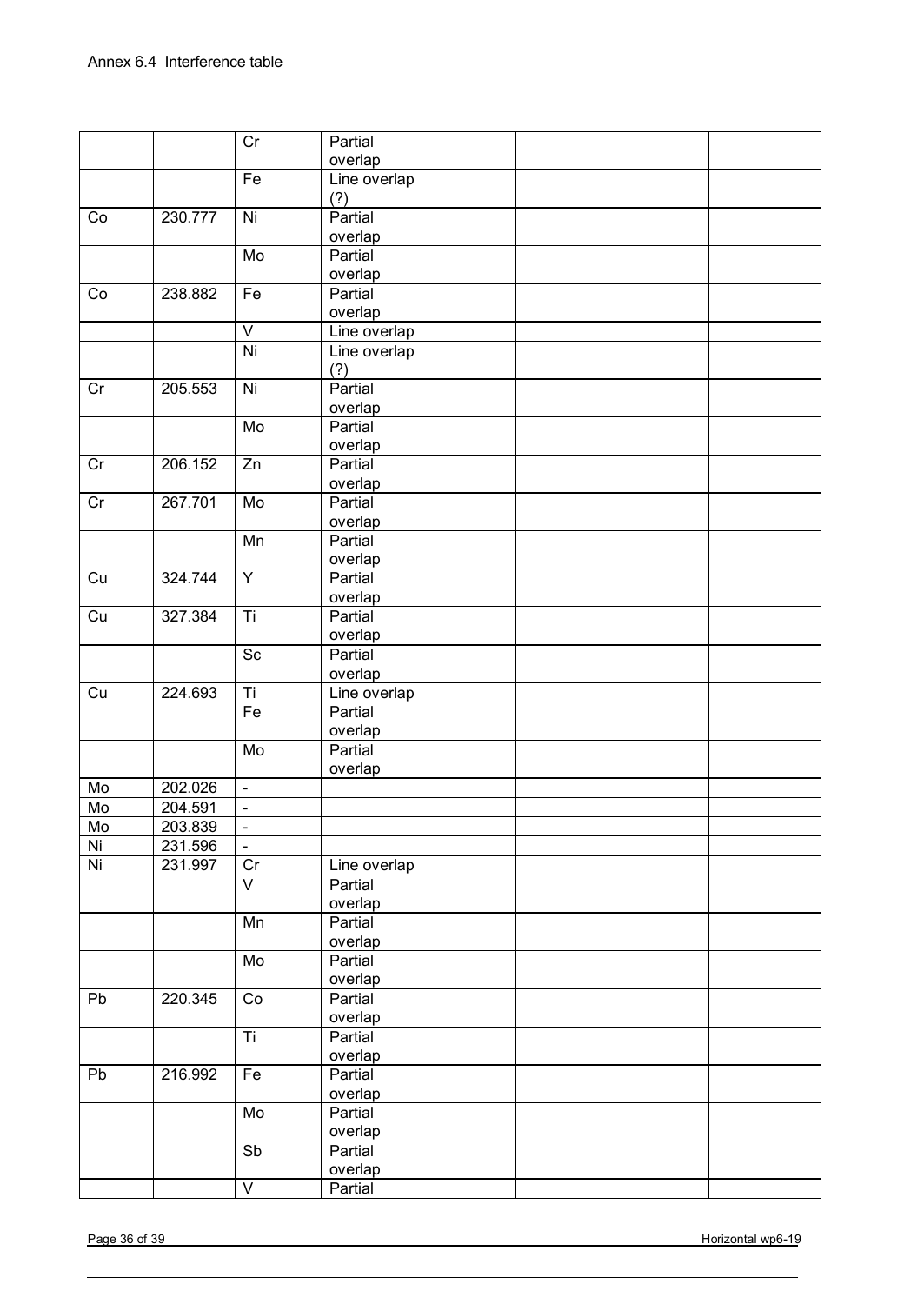Annex 6.4 Interference table

| | | | | | | | |
|---|---|---|---|---|---|---|---|
| | | Cr | Partial overlap | | | | |
| | | Fe | Line overlap (?) | | | | |
| Co | 230.777 | Ni | Partial overlap | | | | |
| | | Mo | Partial overlap | | | | |
| Co | 238.882 | Fe | Partial overlap | | | | |
| | | V | Line overlap | | | | |
| | | Ni | Line overlap (?) | | | | |
| Cr | 205.553 | Ni | Partial overlap | | | | |
| | | Mo | Partial overlap | | | | |
| Cr | 206.152 | Zn | Partial overlap | | | | |
| Cr | 267.701 | Mo | Partial overlap | | | | |
| | | Mn | Partial overlap | | | | |
| Cu | 324.744 | Y | Partial overlap | | | | |
| Cu | 327.384 | Ti | Partial overlap | | | | |
| | | Sc | Partial overlap | | | | |
| Cu | 224.693 | Ti | Line overlap | | | | |
| | | Fe | Partial overlap | | | | |
| | | Mo | Partial overlap | | | | |
| Mo | 202.026 | - | | | | | |
| Mo | 204.591 | - | | | | | |
| Mo | 203.839 | - | | | | | |
| Ni | 231.596 | - | | | | | |
| Ni | 231.997 | Cr | Line overlap | | | | |
| | | V | Partial overlap | | | | |
| | | Mn | Partial overlap | | | | |
| | | Mo | Partial overlap | | | | |
| Pb | 220.345 | Co | Partial overlap | | | | |
| | | Ti | Partial overlap | | | | |
| Pb | 216.992 | Fe | Partial overlap | | | | |
| | | Mo | Partial overlap | | | | |
| | | Sb | Partial overlap | | | | |
| | | V | Partial | | | | |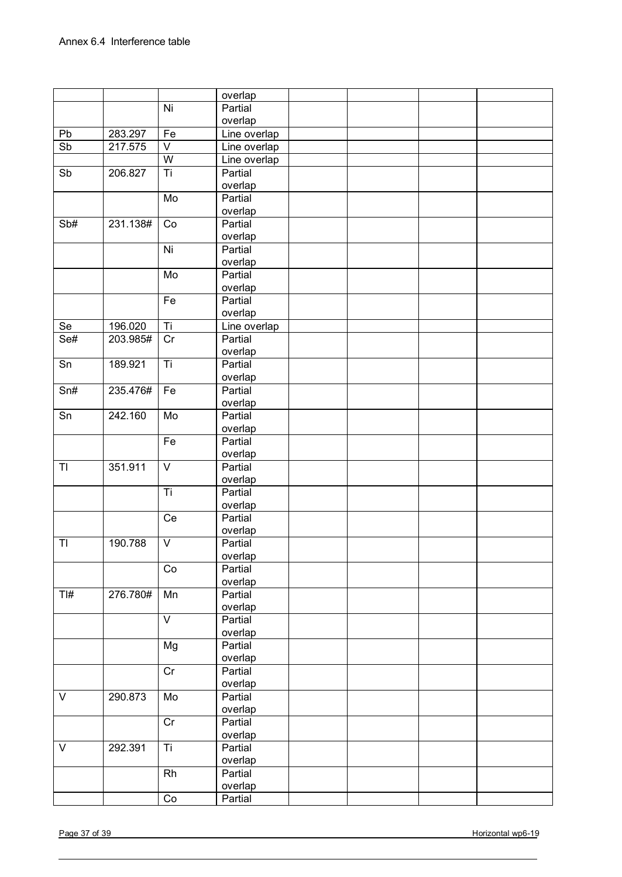Annex 6.4 Interference table

| | | | | | | | |
|---|---|---|---|---|---|---|---|
| | | | overlap | | | | |
| | | Ni | Partial overlap | | | | |
| Pb | 283.297 | Fe | Line overlap | | | | |
| Sb | 217.575 | V | Line overlap | | | | |
| | | W | Line overlap | | | | |
| Sb | 206.827 | Ti | Partial overlap | | | | |
| | | Mo | Partial overlap | | | | |
| Sb# | 231.138# | Co | Partial overlap | | | | |
| | | Ni | Partial overlap | | | | |
| | | Mo | Partial overlap | | | | |
| | | Fe | Partial overlap | | | | |
| Se | 196.020 | Ti | Line overlap | | | | |
| Se# | 203.985# | Cr | Partial overlap | | | | |
| Sn | 189.921 | Ti | Partial overlap | | | | |
| Sn# | 235.476# | Fe | Partial overlap | | | | |
| Sn | 242.160 | Mo | Partial overlap | | | | |
| | | Fe | Partial overlap | | | | |
| Tl | 351.911 | V | Partial overlap | | | | |
| | | Ti | Partial overlap | | | | |
| | | Ce | Partial overlap | | | | |
| Tl | 190.788 | V | Partial overlap | | | | |
| | | Co | Partial overlap | | | | |
| Tl# | 276.780# | Mn | Partial overlap | | | | |
| | | V | Partial overlap | | | | |
| | | Mg | Partial overlap | | | | |
| | | Cr | Partial overlap | | | | |
| V | 290.873 | Mo | Partial overlap | | | | |
| | | Cr | Partial overlap | | | | |
| V | 292.391 | Ti | Partial overlap | | | | |
| | | Rh | Partial overlap | | | | |
| | | Co | Partial | | | | |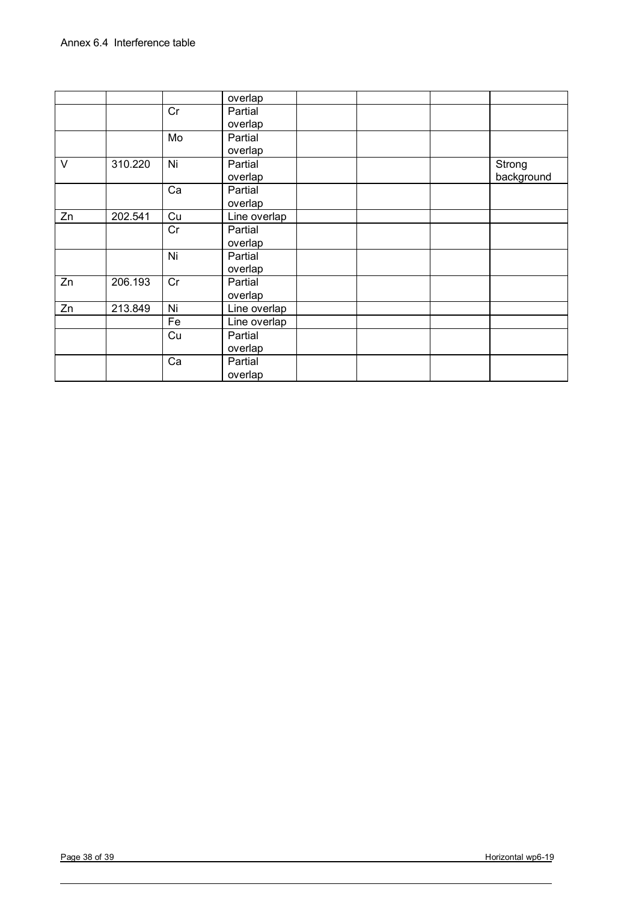Annex 6.4 Interference table

| | | | | | | | |
|---|---|---|---|---|---|---|---|
| | | | overlap | | | | |
| | | Cr | Partial overlap | | | | |
| | | Mo | Partial overlap | | | | |
| V | 310.220 | Ni | Partial overlap | | | | Strong background |
| | | Ca | Partial overlap | | | | |
| Zn | 202.541 | Cu | Line overlap | | | | |
| | | Cr | Partial overlap | | | | |
| | | Ni | Partial overlap | | | | |
| Zn | 206.193 | Cr | Partial overlap | | | | |
| Zn | 213.849 | Ni | Line overlap | | | | |
| | | Fe | Line overlap | | | | |
| | | Cu | Partial overlap | | | | |
| | | Ca | Partial overlap | | | | |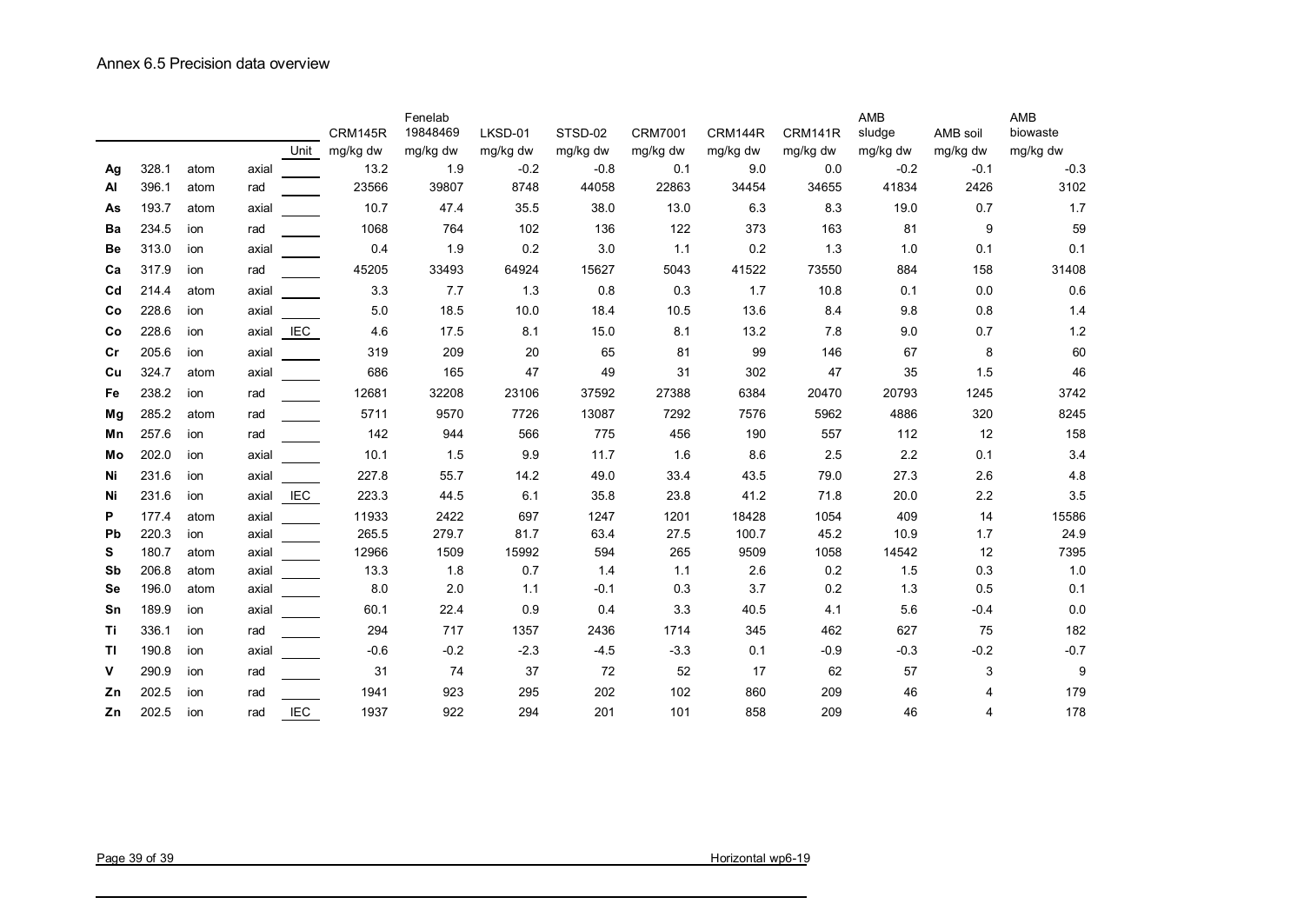Annex 6.5 Precision data overview

| | | | | Unit | CRM145R | Fenelab 19848469 | LKSD-01 | STSD-02 | CRM7001 | CRM144R | CRM141R | AMB sludge | AMB soil | AMB biowaste |
|---|---|---|---|---|---|---|---|---|---|---|---|---|---|---|
| | | | | | mg/kg dw | mg/kg dw | mg/kg dw | mg/kg dw | mg/kg dw | mg/kg dw | mg/kg dw | mg/kg dw | mg/kg dw | mg/kg dw |
| **Ag** | 328.1 | atom | axial | | 13.2 | 1.9 | -0.2 | -0.8 | 0.1 | 9.0 | 0.0 | -0.2 | -0.1 | -0.3 |
| **Al** | 396.1 | atom | rad | | 23566 | 39807 | 8748 | 44058 | 22863 | 34454 | 34655 | 41834 | 2426 | 3102 |
| **As** | 193.7 | atom | axial | | 10.7 | 47.4 | 35.5 | 38.0 | 13.0 | 6.3 | 8.3 | 19.0 | 0.7 | 1.7 |
| **Ba** | 234.5 | ion | rad | | 1068 | 764 | 102 | 136 | 122 | 373 | 163 | 81 | 9 | 59 |
| **Be** | 313.0 | ion | axial | | 0.4 | 1.9 | 0.2 | 3.0 | 1.1 | 0.2 | 1.3 | 1.0 | 0.1 | 0.1 |
| **Ca** | 317.9 | ion | rad | | 45205 | 33493 | 64924 | 15627 | 5043 | 41522 | 73550 | 884 | 158 | 31408 |
| **Cd** | 214.4 | atom | axial | | 3.3 | 7.7 | 1.3 | 0.8 | 0.3 | 1.7 | 10.8 | 0.1 | 0.0 | 0.6 |
| **Co** | 228.6 | ion | axial | | 5.0 | 18.5 | 10.0 | 18.4 | 10.5 | 13.6 | 8.4 | 9.8 | 0.8 | 1.4 |
| **Co** | 228.6 | ion | axial | IEC | 4.6 | 17.5 | 8.1 | 15.0 | 8.1 | 13.2 | 7.8 | 9.0 | 0.7 | 1.2 |
| **Cr** | 205.6 | ion | axial | | 319 | 209 | 20 | 65 | 81 | 99 | 146 | 67 | 8 | 60 |
| **Cu** | 324.7 | atom | axial | | 686 | 165 | 47 | 49 | 31 | 302 | 47 | 35 | 1.5 | 46 |
| **Fe** | 238.2 | ion | rad | | 12681 | 32208 | 23106 | 37592 | 27388 | 6384 | 20470 | 20793 | 1245 | 3742 |
| **Mg** | 285.2 | atom | rad | | 5711 | 9570 | 7726 | 13087 | 7292 | 7576 | 5962 | 4886 | 320 | 8245 |
| **Mn** | 257.6 | ion | rad | | 142 | 944 | 566 | 775 | 456 | 190 | 557 | 112 | 12 | 158 |
| **Mo** | 202.0 | ion | axial | | 10.1 | 1.5 | 9.9 | 11.7 | 1.6 | 8.6 | 2.5 | 2.2 | 0.1 | 3.4 |
| **Ni** | 231.6 | ion | axial | | 227.8 | 55.7 | 14.2 | 49.0 | 33.4 | 43.5 | 79.0 | 27.3 | 2.6 | 4.8 |
| **Ni** | 231.6 | ion | axial | IEC | 223.3 | 44.5 | 6.1 | 35.8 | 23.8 | 41.2 | 71.8 | 20.0 | 2.2 | 3.5 |
| **P** | 177.4 | atom | axial | | 11933 | 2422 | 697 | 1247 | 1201 | 18428 | 1054 | 409 | 14 | 15586 |
| **Pb** | 220.3 | ion | axial | | 265.5 | 279.7 | 81.7 | 63.4 | 27.5 | 100.7 | 45.2 | 10.9 | 1.7 | 24.9 |
| **S** | 180.7 | atom | axial | | 12966 | 1509 | 15992 | 594 | 265 | 9509 | 1058 | 14542 | 12 | 7395 |
| **Sb** | 206.8 | atom | axial | | 13.3 | 1.8 | 0.7 | 1.4 | 1.1 | 2.6 | 0.2 | 1.5 | 0.3 | 1.0 |
| **Se** | 196.0 | atom | axial | | 8.0 | 2.0 | 1.1 | -0.1 | 0.3 | 3.7 | 0.2 | 1.3 | 0.5 | 0.1 |
| **Sn** | 189.9 | ion | axial | | 60.1 | 22.4 | 0.9 | 0.4 | 3.3 | 40.5 | 4.1 | 5.6 | -0.4 | 0.0 |
| **Ti** | 336.1 | ion | rad | | 294 | 717 | 1357 | 2436 | 1714 | 345 | 462 | 627 | 75 | 182 |
| **Tl** | 190.8 | ion | axial | | -0.6 | -0.2 | -2.3 | -4.5 | -3.3 | 0.1 | -0.9 | -0.3 | -0.2 | -0.7 |
| **V** | 290.9 | ion | rad | | 31 | 74 | 37 | 72 | 52 | 17 | 62 | 57 | 3 | 9 |
| **Zn** | 202.5 | ion | rad | | 1941 | 923 | 295 | 202 | 102 | 860 | 209 | 46 | 4 | 179 |
| **Zn** | 202.5 | ion | rad | IEC | 1937 | 922 | 294 | 201 | 101 | 858 | 209 | 46 | 4 | 178 |